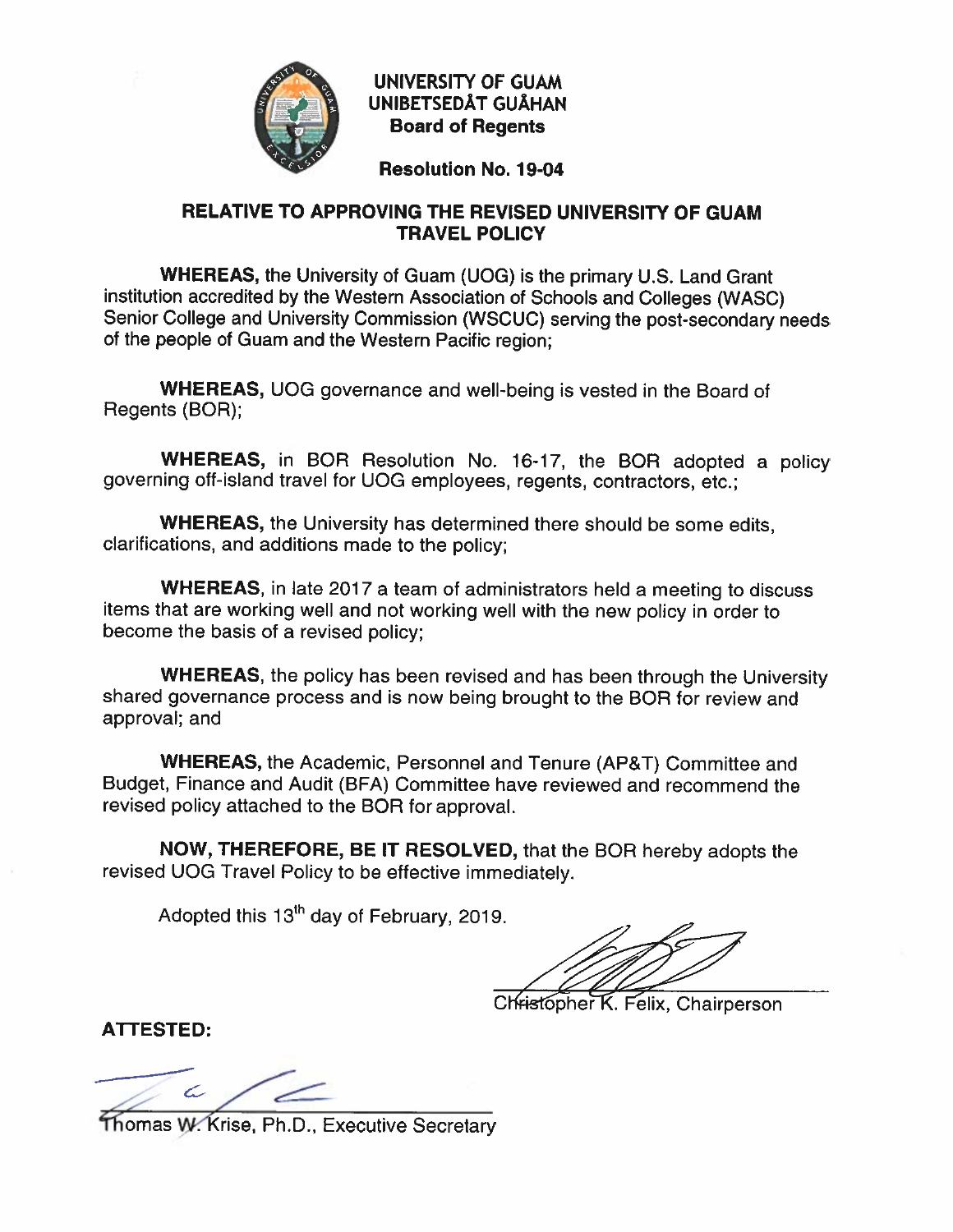**UNIVERSITY OF GUAM**
**UNIBETSEDÅT GUÅHAN**
**Board of Regents**

**Resolution No. 19-04**

## RELATIVE TO APPROVING THE REVISED UNIVERSITY OF GUAM TRAVEL POLICY

**WHEREAS,** the University of Guam (UOG) is the primary U.S. Land Grant institution accredited by the Western Association of Schools and Colleges (WASC) Senior College and University Commission (WSCUC) serving the post-secondary needs of the people of Guam and the Western Pacific region;

**WHEREAS,** UOG governance and well-being is vested in the Board of Regents (BOR);

**WHEREAS,** in BOR Resolution No. 16-17, the BOR adopted a policy governing off-island travel for UOG employees, regents, contractors, etc.;

**WHEREAS,** the University has determined there should be some edits, clarifications, and additions made to the policy;

**WHEREAS**, in late 2017 a team of administrators held a meeting to discuss items that are working well and not working well with the new policy in order to become the basis of a revised policy;

**WHEREAS**, the policy has been revised and has been through the University shared governance process and is now being brought to the BOR for review and approval; and

**WHEREAS,** the Academic, Personnel and Tenure (AP&T) Committee and Budget, Finance and Audit (BFA) Committee have reviewed and recommend the revised policy attached to the BOR for approval.

**NOW, THEREFORE, BE IT RESOLVED,** that the BOR hereby adopts the revised UOG Travel Policy to be effective immediately.

Adopted this 13th day of February, 2019.

Christopher K. Felix, Chairperson

**ATTESTED:**

Thomas W. Krise, Ph.D., Executive Secretary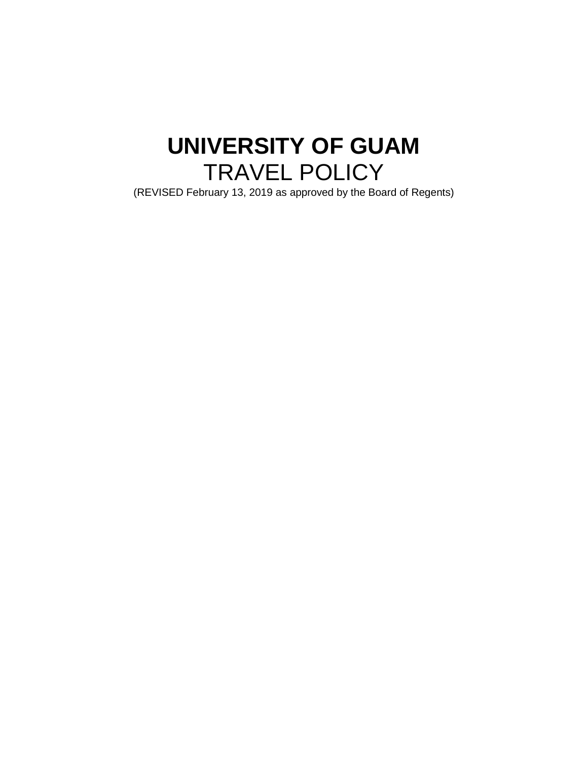# UNIVERSITY OF GUAM

## TRAVEL POLICY

(REVISED February 13, 2019 as approved by the Board of Regents)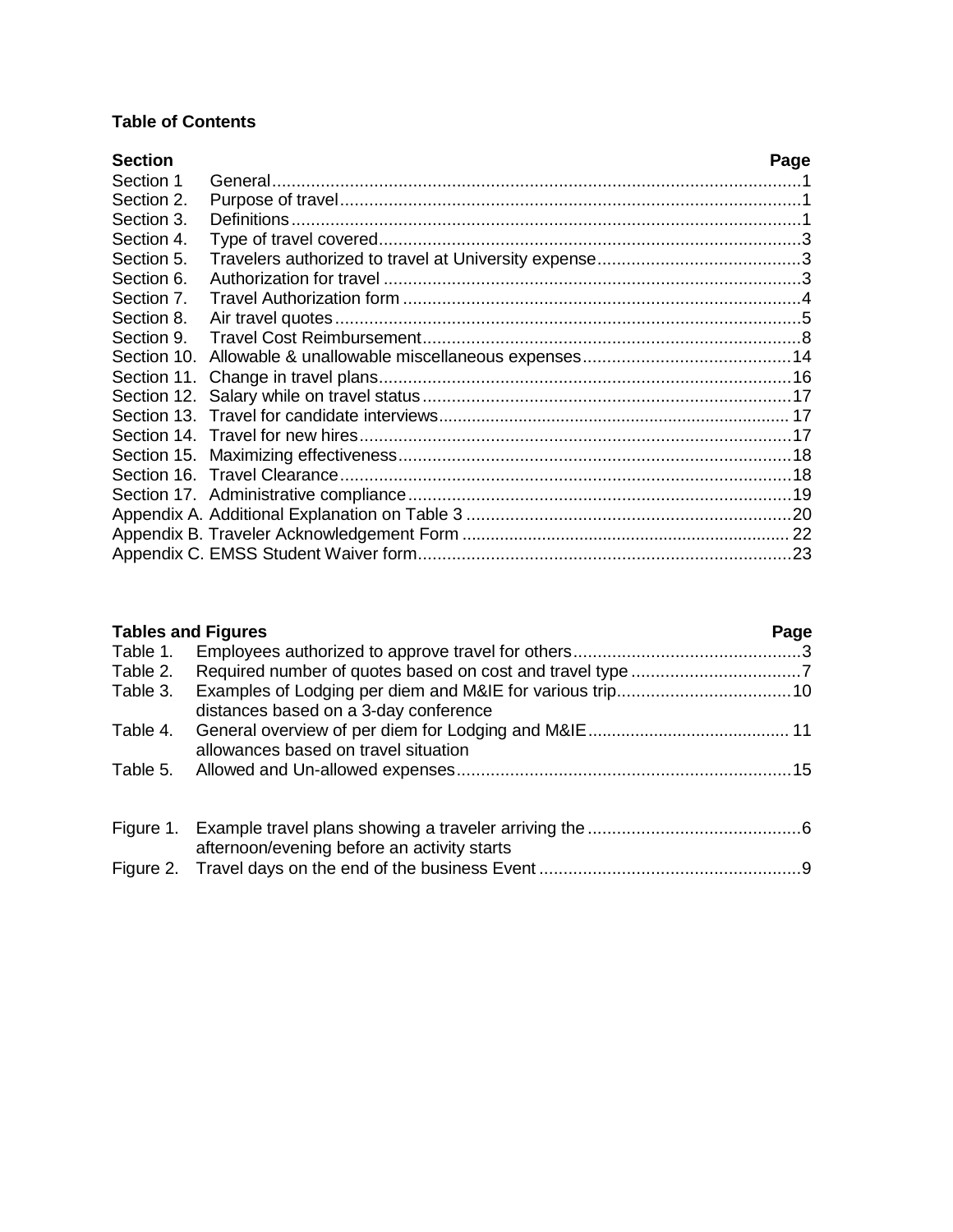**Table of Contents**

| Section | | Page |
|---|---|---|
| Section 1 | General | 1 |
| Section 2. | Purpose of travel | 1 |
| Section 3. | Definitions | 1 |
| Section 4. | Type of travel covered | 3 |
| Section 5. | Travelers authorized to travel at University expense | 3 |
| Section 6. | Authorization for travel | 3 |
| Section 7. | Travel Authorization form | 4 |
| Section 8. | Air travel quotes | 5 |
| Section 9. | Travel Cost Reimbursement | 8 |
| Section 10. | Allowable & unallowable miscellaneous expenses | 14 |
| Section 11. | Change in travel plans | 16 |
| Section 12. | Salary while on travel status | 17 |
| Section 13. | Travel for candidate interviews | 17 |
| Section 14. | Travel for new hires | 17 |
| Section 15. | Maximizing effectiveness | 18 |
| Section 16. | Travel Clearance | 18 |
| Section 17. | Administrative compliance | 19 |
| Appendix A. | Additional Explanation on Table 3 | 20 |
| Appendix B. | Traveler Acknowledgement Form | 22 |
| Appendix C. | EMSS Student Waiver form | 23 |

**Tables and Figures**

| | | Page |
|---|---|---|
| Table 1. | Employees authorized to approve travel for others | 3 |
| Table 2. | Required number of quotes based on cost and travel type | 7 |
| Table 3. | Examples of Lodging per diem and M&IE for various trip distances based on a 3-day conference | 10 |
| Table 4. | General overview of per diem for Lodging and M&IE allowances based on travel situation | 11 |
| Table 5. | Allowed and Un-allowed expenses | 15 |
| Figure 1. | Example travel plans showing a traveler arriving the afternoon/evening before an activity starts | 6 |
| Figure 2. | Travel days on the end of the business Event | 9 |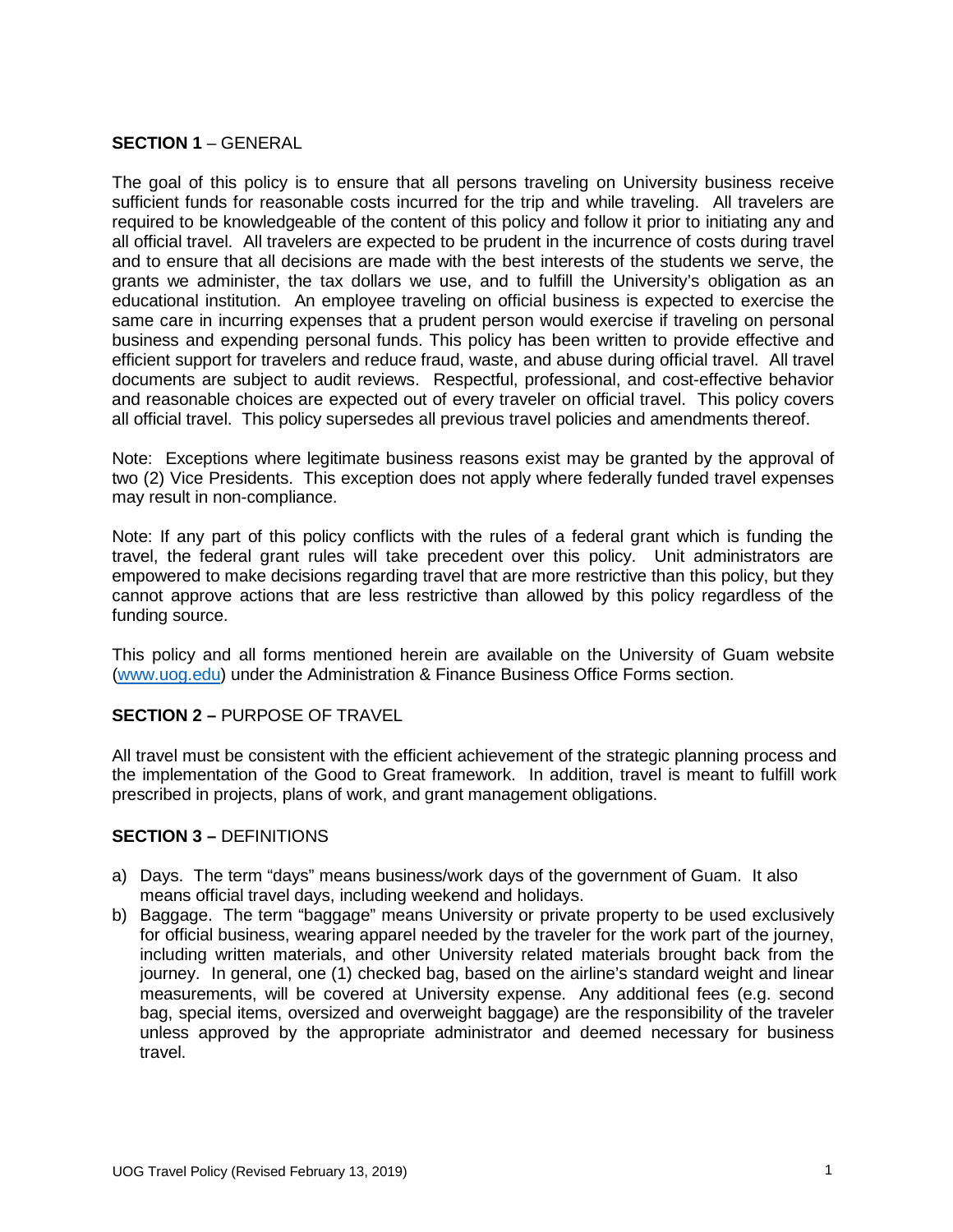**SECTION 1** – GENERAL

The goal of this policy is to ensure that all persons traveling on University business receive sufficient funds for reasonable costs incurred for the trip and while traveling. All travelers are required to be knowledgeable of the content of this policy and follow it prior to initiating any and all official travel. All travelers are expected to be prudent in the incurrence of costs during travel and to ensure that all decisions are made with the best interests of the students we serve, the grants we administer, the tax dollars we use, and to fulfill the University's obligation as an educational institution. An employee traveling on official business is expected to exercise the same care in incurring expenses that a prudent person would exercise if traveling on personal business and expending personal funds. This policy has been written to provide effective and efficient support for travelers and reduce fraud, waste, and abuse during official travel. All travel documents are subject to audit reviews. Respectful, professional, and cost-effective behavior and reasonable choices are expected out of every traveler on official travel. This policy covers all official travel. This policy supersedes all previous travel policies and amendments thereof.

Note: Exceptions where legitimate business reasons exist may be granted by the approval of two (2) Vice Presidents. This exception does not apply where federally funded travel expenses may result in non-compliance.

Note: If any part of this policy conflicts with the rules of a federal grant which is funding the travel, the federal grant rules will take precedent over this policy. Unit administrators are empowered to make decisions regarding travel that are more restrictive than this policy, but they cannot approve actions that are less restrictive than allowed by this policy regardless of the funding source.

This policy and all forms mentioned herein are available on the University of Guam website (www.uog.edu) under the Administration & Finance Business Office Forms section.

**SECTION 2 –** PURPOSE OF TRAVEL

All travel must be consistent with the efficient achievement of the strategic planning process and the implementation of the Good to Great framework. In addition, travel is meant to fulfill work prescribed in projects, plans of work, and grant management obligations.

**SECTION 3 –** DEFINITIONS

a) Days. The term "days" means business/work days of the government of Guam. It also means official travel days, including weekend and holidays.
b) Baggage. The term "baggage" means University or private property to be used exclusively for official business, wearing apparel needed by the traveler for the work part of the journey, including written materials, and other University related materials brought back from the journey. In general, one (1) checked bag, based on the airline's standard weight and linear measurements, will be covered at University expense. Any additional fees (e.g. second bag, special items, oversized and overweight baggage) are the responsibility of the traveler unless approved by the appropriate administrator and deemed necessary for business travel.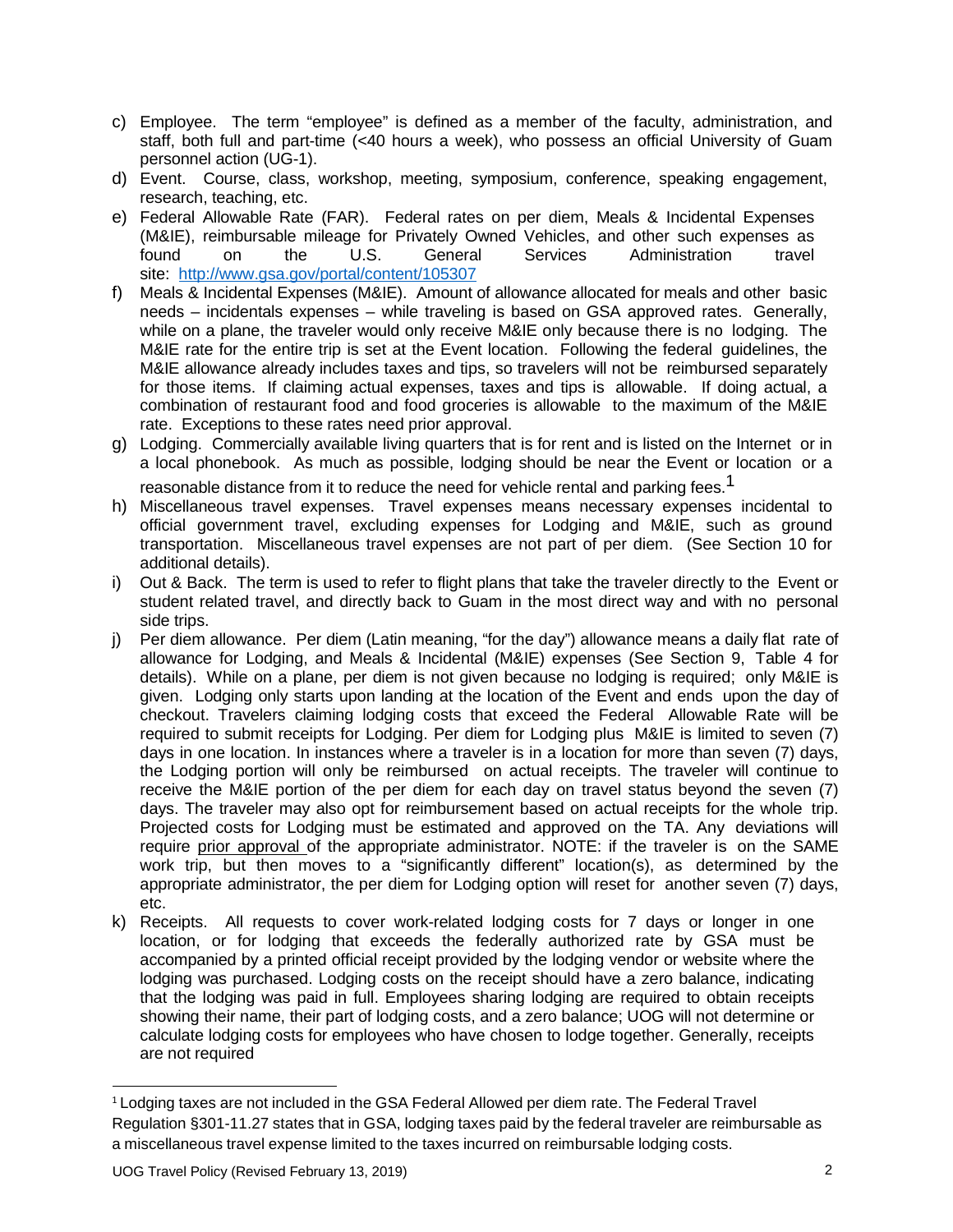c) Employee. The term "employee" is defined as a member of the faculty, administration, and staff, both full and part-time (<40 hours a week), who possess an official University of Guam personnel action (UG-1).

d) Event. Course, class, workshop, meeting, symposium, conference, speaking engagement, research, teaching, etc.

e) Federal Allowable Rate (FAR). Federal rates on per diem, Meals & Incidental Expenses (M&IE), reimbursable mileage for Privately Owned Vehicles, and other such expenses as found on the U.S. General Services Administration travel site: http://www.gsa.gov/portal/content/105307

f) Meals & Incidental Expenses (M&IE). Amount of allowance allocated for meals and other basic needs – incidentals expenses – while traveling is based on GSA approved rates. Generally, while on a plane, the traveler would only receive M&IE only because there is no lodging. The M&IE rate for the entire trip is set at the Event location. Following the federal guidelines, the M&IE allowance already includes taxes and tips, so travelers will not be reimbursed separately for those items. If claiming actual expenses, taxes and tips is allowable. If doing actual, a combination of restaurant food and food groceries is allowable to the maximum of the M&IE rate. Exceptions to these rates need prior approval.

g) Lodging. Commercially available living quarters that is for rent and is listed on the Internet or in a local phonebook. As much as possible, lodging should be near the Event or location or a reasonable distance from it to reduce the need for vehicle rental and parking fees.[1]

h) Miscellaneous travel expenses. Travel expenses means necessary expenses incidental to official government travel, excluding expenses for Lodging and M&IE, such as ground transportation. Miscellaneous travel expenses are not part of per diem. (See Section 10 for additional details).

i) Out & Back. The term is used to refer to flight plans that take the traveler directly to the Event or student related travel, and directly back to Guam in the most direct way and with no personal side trips.

j) Per diem allowance. Per diem (Latin meaning, "for the day") allowance means a daily flat rate of allowance for Lodging, and Meals & Incidental (M&IE) expenses (See Section 9, Table 4 for details). While on a plane, per diem is not given because no lodging is required; only M&IE is given. Lodging only starts upon landing at the location of the Event and ends upon the day of checkout. Travelers claiming lodging costs that exceed the Federal Allowable Rate will be required to submit receipts for Lodging. Per diem for Lodging plus M&IE is limited to seven (7) days in one location. In instances where a traveler is in a location for more than seven (7) days, the Lodging portion will only be reimbursed on actual receipts. The traveler will continue to receive the M&IE portion of the per diem for each day on travel status beyond the seven (7) days. The traveler may also opt for reimbursement based on actual receipts for the whole trip. Projected costs for Lodging must be estimated and approved on the TA. Any deviations will require prior approval of the appropriate administrator. NOTE: if the traveler is on the SAME work trip, but then moves to a "significantly different" location(s), as determined by the appropriate administrator, the per diem for Lodging option will reset for another seven (7) days, etc.

k) Receipts. All requests to cover work-related lodging costs for 7 days or longer in one location, or for lodging that exceeds the federally authorized rate by GSA must be accompanied by a printed official receipt provided by the lodging vendor or website where the lodging was purchased. Lodging costs on the receipt should have a zero balance, indicating that the lodging was paid in full. Employees sharing lodging are required to obtain receipts showing their name, their part of lodging costs, and a zero balance; UOG will not determine or calculate lodging costs for employees who have chosen to lodge together. Generally, receipts are not required

---

[1] Lodging taxes are not included in the GSA Federal Allowed per diem rate. The Federal Travel Regulation §301-11.27 states that in GSA, lodging taxes paid by the federal traveler are reimbursable as a miscellaneous travel expense limited to the taxes incurred on reimbursable lodging costs.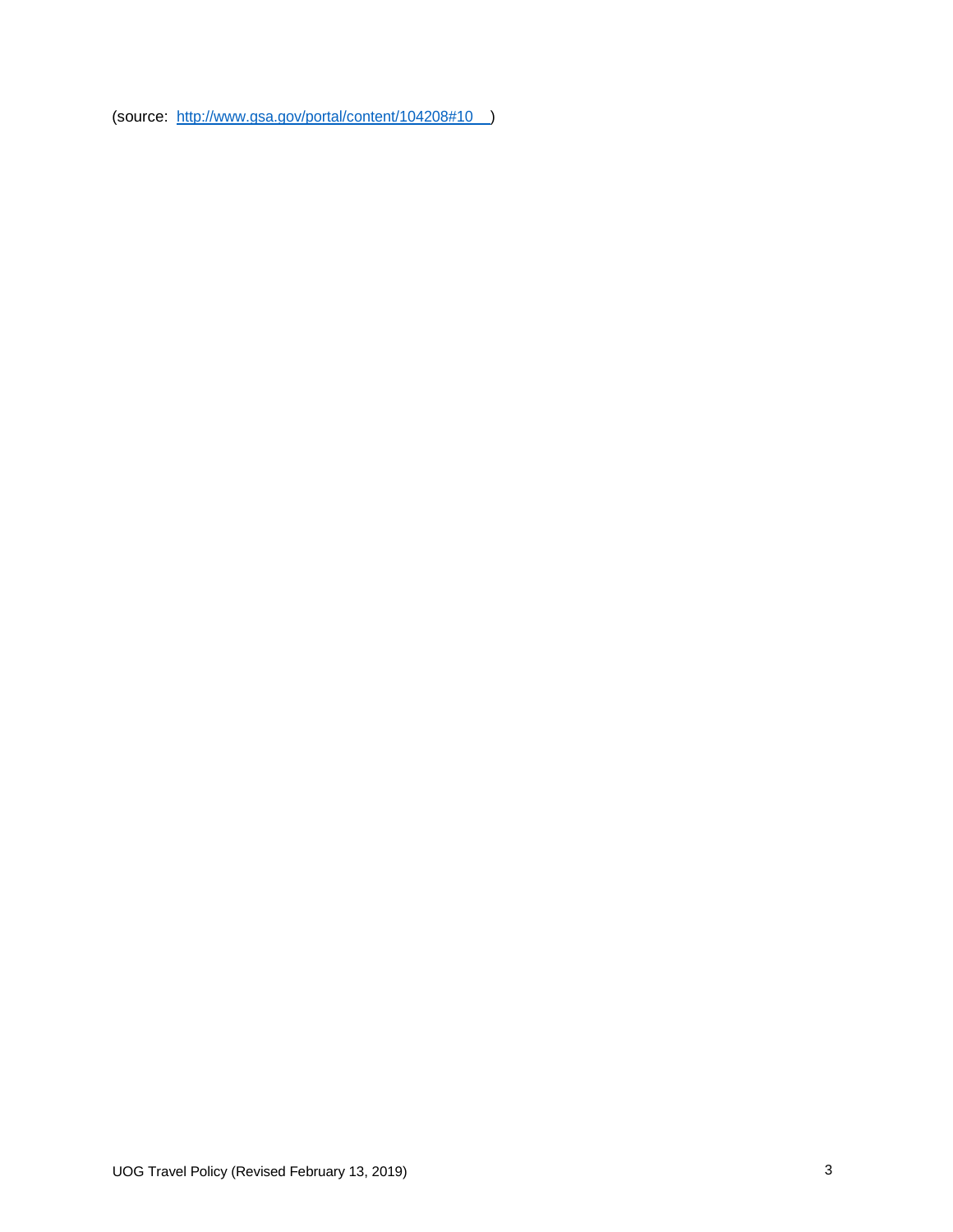(source: http://www.gsa.gov/portal/content/104208#10 )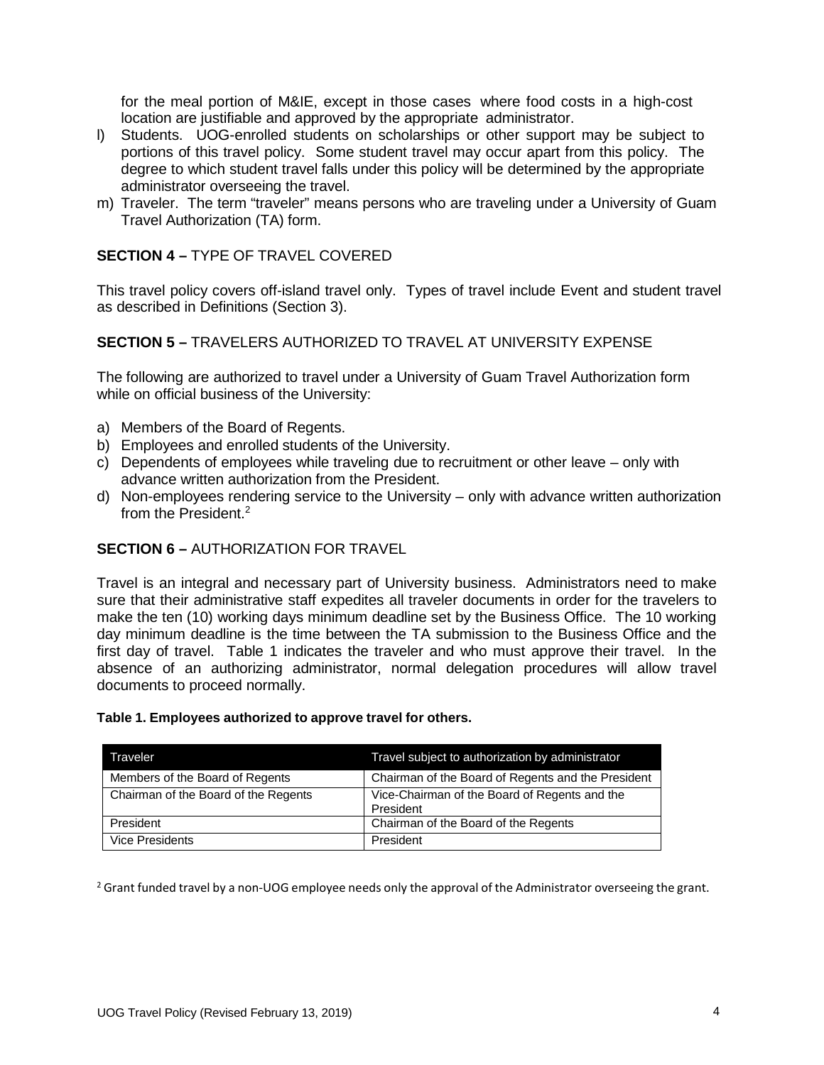for the meal portion of M&IE, except in those cases where food costs in a high-cost location are justifiable and approved by the appropriate administrator.

l) Students. UOG-enrolled students on scholarships or other support may be subject to portions of this travel policy. Some student travel may occur apart from this policy. The degree to which student travel falls under this policy will be determined by the appropriate administrator overseeing the travel.
m) Traveler. The term "traveler" means persons who are traveling under a University of Guam Travel Authorization (TA) form.

## SECTION 4 – TYPE OF TRAVEL COVERED

This travel policy covers off-island travel only. Types of travel include Event and student travel as described in Definitions (Section 3).

## SECTION 5 – TRAVELERS AUTHORIZED TO TRAVEL AT UNIVERSITY EXPENSE

The following are authorized to travel under a University of Guam Travel Authorization form while on official business of the University:

a) Members of the Board of Regents.
b) Employees and enrolled students of the University.
c) Dependents of employees while traveling due to recruitment or other leave – only with advance written authorization from the President.
d) Non-employees rendering service to the University – only with advance written authorization from the President.[2]

## SECTION 6 – AUTHORIZATION FOR TRAVEL

Travel is an integral and necessary part of University business. Administrators need to make sure that their administrative staff expedites all traveler documents in order for the travelers to make the ten (10) working days minimum deadline set by the Business Office. The 10 working day minimum deadline is the time between the TA submission to the Business Office and the first day of travel. Table 1 indicates the traveler and who must approve their travel. In the absence of an authorizing administrator, normal delegation procedures will allow travel documents to proceed normally.

**Table 1. Employees authorized to approve travel for others.**

| Traveler | Travel subject to authorization by administrator |
|---|---|
| Members of the Board of Regents | Chairman of the Board of Regents and the President |
| Chairman of the Board of the Regents | Vice-Chairman of the Board of Regents and the President |
| President | Chairman of the Board of the Regents |
| Vice Presidents | President |

[2] Grant funded travel by a non-UOG employee needs only the approval of the Administrator overseeing the grant.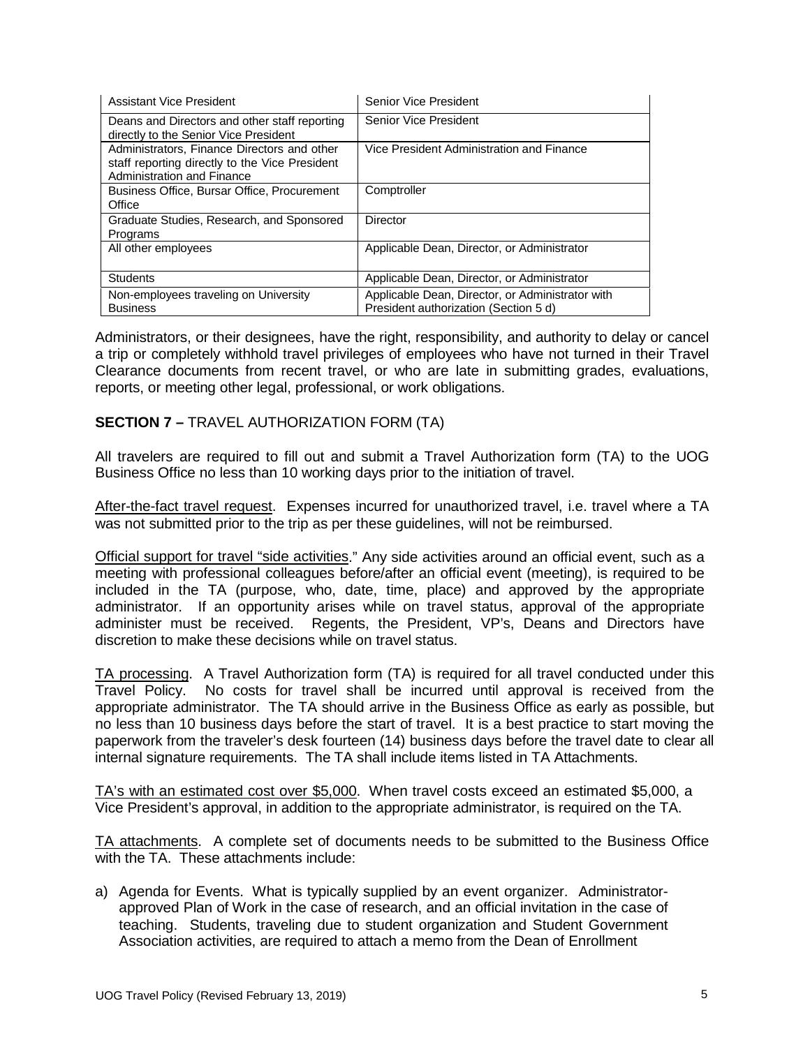| | |
|---|---|
| Assistant Vice President | Senior Vice President |
| Deans and Directors and other staff reporting directly to the Senior Vice President | Senior Vice President |
| Administrators, Finance Directors and other staff reporting directly to the Vice President Administration and Finance | Vice President Administration and Finance |
| Business Office, Bursar Office, Procurement Office | Comptroller |
| Graduate Studies, Research, and Sponsored Programs | Director |
| All other employees | Applicable Dean, Director, or Administrator |
| Students | Applicable Dean, Director, or Administrator |
| Non-employees traveling on University Business | Applicable Dean, Director, or Administrator with President authorization (Section 5 d) |

Administrators, or their designees, have the right, responsibility, and authority to delay or cancel a trip or completely withhold travel privileges of employees who have not turned in their Travel Clearance documents from recent travel, or who are late in submitting grades, evaluations, reports, or meeting other legal, professional, or work obligations.

**SECTION 7 –** TRAVEL AUTHORIZATION FORM (TA)

All travelers are required to fill out and submit a Travel Authorization form (TA) to the UOG Business Office no less than 10 working days prior to the initiation of travel.

After-the-fact travel request. Expenses incurred for unauthorized travel, i.e. travel where a TA was not submitted prior to the trip as per these guidelines, will not be reimbursed.

Official support for travel "side activities." Any side activities around an official event, such as a meeting with professional colleagues before/after an official event (meeting), is required to be included in the TA (purpose, who, date, time, place) and approved by the appropriate administrator. If an opportunity arises while on travel status, approval of the appropriate administer must be received. Regents, the President, VP's, Deans and Directors have discretion to make these decisions while on travel status.

TA processing. A Travel Authorization form (TA) is required for all travel conducted under this Travel Policy. No costs for travel shall be incurred until approval is received from the appropriate administrator. The TA should arrive in the Business Office as early as possible, but no less than 10 business days before the start of travel. It is a best practice to start moving the paperwork from the traveler's desk fourteen (14) business days before the travel date to clear all internal signature requirements. The TA shall include items listed in TA Attachments.

TA's with an estimated cost over $5,000. When travel costs exceed an estimated $5,000, a Vice President's approval, in addition to the appropriate administrator, is required on the TA.

TA attachments. A complete set of documents needs to be submitted to the Business Office with the TA. These attachments include:

a) Agenda for Events. What is typically supplied by an event organizer. Administrator-approved Plan of Work in the case of research, and an official invitation in the case of teaching. Students, traveling due to student organization and Student Government Association activities, are required to attach a memo from the Dean of Enrollment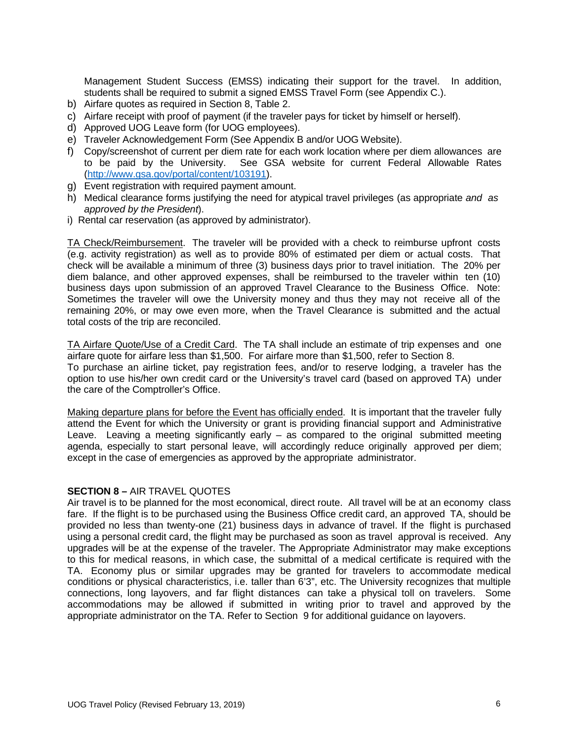Management Student Success (EMSS) indicating their support for the travel. In addition, students shall be required to submit a signed EMSS Travel Form (see Appendix C.).

b) Airfare quotes as required in Section 8, Table 2.
c) Airfare receipt with proof of payment (if the traveler pays for ticket by himself or herself).
d) Approved UOG Leave form (for UOG employees).
e) Traveler Acknowledgement Form (See Appendix B and/or UOG Website).
f) Copy/screenshot of current per diem rate for each work location where per diem allowances are to be paid by the University. See GSA website for current Federal Allowable Rates (http://www.gsa.gov/portal/content/103191).
g) Event registration with required payment amount.
h) Medical clearance forms justifying the need for atypical travel privileges (as appropriate *and as approved by the President*).
i) Rental car reservation (as approved by administrator).

TA Check/Reimbursement. The traveler will be provided with a check to reimburse upfront costs (e.g. activity registration) as well as to provide 80% of estimated per diem or actual costs. That check will be available a minimum of three (3) business days prior to travel initiation. The 20% per diem balance, and other approved expenses, shall be reimbursed to the traveler within ten (10) business days upon submission of an approved Travel Clearance to the Business Office. Note: Sometimes the traveler will owe the University money and thus they may not receive all of the remaining 20%, or may owe even more, when the Travel Clearance is submitted and the actual total costs of the trip are reconciled.

TA Airfare Quote/Use of a Credit Card. The TA shall include an estimate of trip expenses and one airfare quote for airfare less than $1,500. For airfare more than $1,500, refer to Section 8.
To purchase an airline ticket, pay registration fees, and/or to reserve lodging, a traveler has the option to use his/her own credit card or the University's travel card (based on approved TA) under the care of the Comptroller's Office.

Making departure plans for before the Event has officially ended. It is important that the traveler fully attend the Event for which the University or grant is providing financial support and Administrative Leave. Leaving a meeting significantly early – as compared to the original submitted meeting agenda, especially to start personal leave, will accordingly reduce originally approved per diem; except in the case of emergencies as approved by the appropriate administrator.

## **SECTION 8 –** AIR TRAVEL QUOTES

Air travel is to be planned for the most economical, direct route. All travel will be at an economy class fare. If the flight is to be purchased using the Business Office credit card, an approved TA, should be provided no less than twenty-one (21) business days in advance of travel. If the flight is purchased using a personal credit card, the flight may be purchased as soon as travel approval is received. Any upgrades will be at the expense of the traveler. The Appropriate Administrator may make exceptions to this for medical reasons, in which case, the submittal of a medical certificate is required with the TA. Economy plus or similar upgrades may be granted for travelers to accommodate medical conditions or physical characteristics, i.e. taller than 6'3", etc. The University recognizes that multiple connections, long layovers, and far flight distances can take a physical toll on travelers. Some accommodations may be allowed if submitted in writing prior to travel and approved by the appropriate administrator on the TA. Refer to Section 9 for additional guidance on layovers.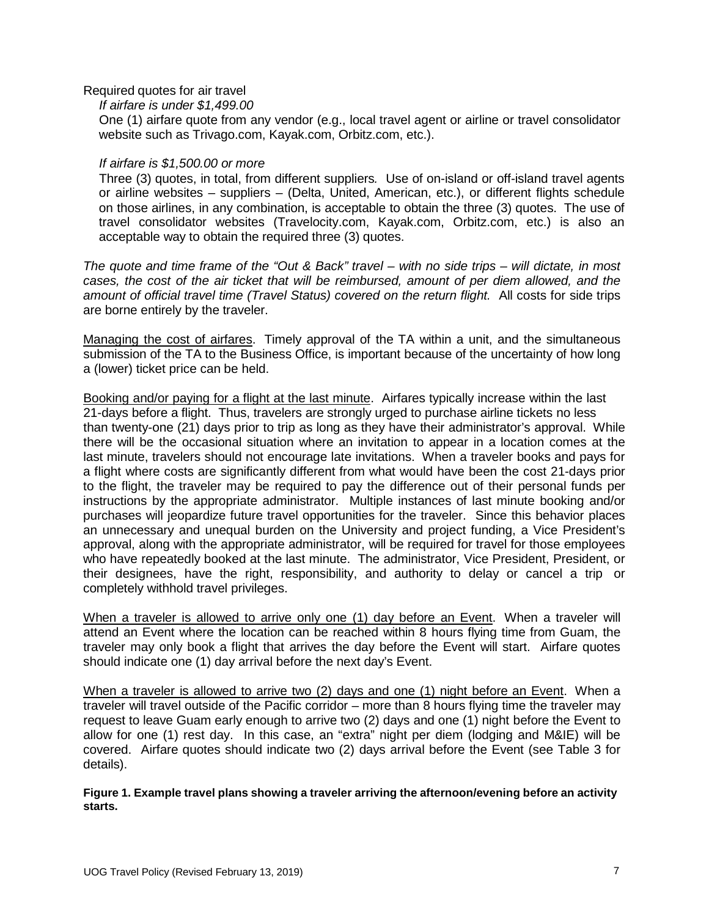Required quotes for air travel

*If airfare is under $1,499.00*

One (1) airfare quote from any vendor (e.g., local travel agent or airline or travel consolidator website such as Trivago.com, Kayak.com, Orbitz.com, etc.).

*If airfare is $1,500.00 or more*

Three (3) quotes, in total, from different suppliers*.* Use of on-island or off-island travel agents or airline websites – suppliers – (Delta, United, American, etc.), or different flights schedule on those airlines, in any combination, is acceptable to obtain the three (3) quotes. The use of travel consolidator websites (Travelocity.com, Kayak.com, Orbitz.com, etc.) is also an acceptable way to obtain the required three (3) quotes.

*The quote and time frame of the "Out & Back" travel – with no side trips – will dictate, in most cases, the cost of the air ticket that will be reimbursed, amount of per diem allowed, and the amount of official travel time (Travel Status) covered on the return flight.* All costs for side trips are borne entirely by the traveler.

<u>Managing the cost of airfares</u>. Timely approval of the TA within a unit, and the simultaneous submission of the TA to the Business Office, is important because of the uncertainty of how long a (lower) ticket price can be held.

<u>Booking and/or paying for a flight at the last minute</u>. Airfares typically increase within the last 21-days before a flight. Thus, travelers are strongly urged to purchase airline tickets no less than twenty-one (21) days prior to trip as long as they have their administrator's approval. While there will be the occasional situation where an invitation to appear in a location comes at the last minute, travelers should not encourage late invitations. When a traveler books and pays for a flight where costs are significantly different from what would have been the cost 21-days prior to the flight, the traveler may be required to pay the difference out of their personal funds per instructions by the appropriate administrator. Multiple instances of last minute booking and/or purchases will jeopardize future travel opportunities for the traveler. Since this behavior places an unnecessary and unequal burden on the University and project funding, a Vice President's approval, along with the appropriate administrator, will be required for travel for those employees who have repeatedly booked at the last minute. The administrator, Vice President, President, or their designees, have the right, responsibility, and authority to delay or cancel a trip or completely withhold travel privileges.

<u>When a traveler is allowed to arrive only one (1) day before an Event</u>. When a traveler will attend an Event where the location can be reached within 8 hours flying time from Guam, the traveler may only book a flight that arrives the day before the Event will start. Airfare quotes should indicate one (1) day arrival before the next day's Event.

<u>When a traveler is allowed to arrive two (2) days and one (1) night before an Event</u>. When a traveler will travel outside of the Pacific corridor – more than 8 hours flying time the traveler may request to leave Guam early enough to arrive two (2) days and one (1) night before the Event to allow for one (1) rest day. In this case, an "extra" night per diem (lodging and M&IE) will be covered. Airfare quotes should indicate two (2) days arrival before the Event (see Table 3 for details).

**Figure 1. Example travel plans showing a traveler arriving the afternoon/evening before an activity starts.**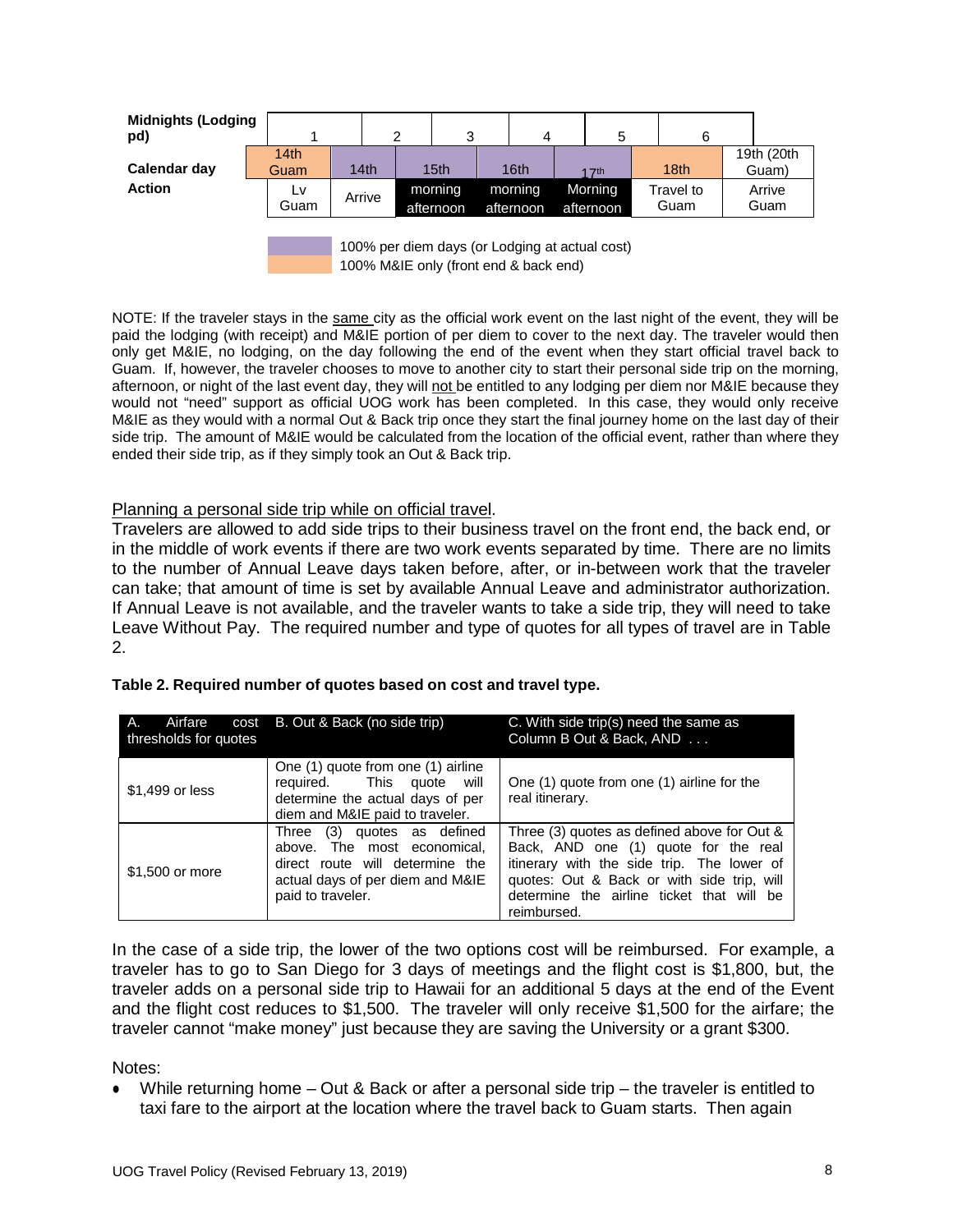| Midnights (Lodging pd) | 1 | | 2 | 3 | 4 | 5 | 6 | |
|---|---|---|---|---|---|---|---|---|
| Calendar day | 14th Guam | 14th | 15th | 16th | 17th | 18th | 19th (20th Guam) |
| Action | Lv Guam | Arrive | morning afternoon | morning afternoon | Morning afternoon | Travel to Guam | Arrive Guam |

100% per diem days (or Lodging at actual cost)

100% M&IE only (front end & back end)

NOTE: If the traveler stays in the same city as the official work event on the last night of the event, they will be paid the lodging (with receipt) and M&IE portion of per diem to cover to the next day. The traveler would then only get M&IE, no lodging, on the day following the end of the event when they start official travel back to Guam. If, however, the traveler chooses to move to another city to start their personal side trip on the morning, afternoon, or night of the last event day, they will not be entitled to any lodging per diem nor M&IE because they would not "need" support as official UOG work has been completed. In this case, they would only receive M&IE as they would with a normal Out & Back trip once they start the final journey home on the last day of their side trip. The amount of M&IE would be calculated from the location of the official event, rather than where they ended their side trip, as if they simply took an Out & Back trip.

Planning a personal side trip while on official travel.

Travelers are allowed to add side trips to their business travel on the front end, the back end, or in the middle of work events if there are two work events separated by time. There are no limits to the number of Annual Leave days taken before, after, or in-between work that the traveler can take; that amount of time is set by available Annual Leave and administrator authorization. If Annual Leave is not available, and the traveler wants to take a side trip, they will need to take Leave Without Pay. The required number and type of quotes for all types of travel are in Table 2.

**Table 2. Required number of quotes based on cost and travel type.**

| A. Airfare cost thresholds for quotes | B. Out & Back (no side trip) | C. With side trip(s) need the same as Column B Out & Back, AND . . . |
|---|---|---|
| $1,499 or less | One (1) quote from one (1) airline required. This quote will determine the actual days of per diem and M&IE paid to traveler. | One (1) quote from one (1) airline for the real itinerary. |
| $1,500 or more | Three (3) quotes as defined above. The most economical, direct route will determine the actual days of per diem and M&IE paid to traveler. | Three (3) quotes as defined above for Out & Back, AND one (1) quote for the real itinerary with the side trip. The lower of quotes: Out & Back or with side trip, will determine the airline ticket that will be reimbursed. |

In the case of a side trip, the lower of the two options cost will be reimbursed. For example, a traveler has to go to San Diego for 3 days of meetings and the flight cost is $1,800, but, the traveler adds on a personal side trip to Hawaii for an additional 5 days at the end of the Event and the flight cost reduces to $1,500. The traveler will only receive $1,500 for the airfare; the traveler cannot "make money" just because they are saving the University or a grant $300.

Notes:

- While returning home – Out & Back or after a personal side trip – the traveler is entitled to taxi fare to the airport at the location where the travel back to Guam starts. Then again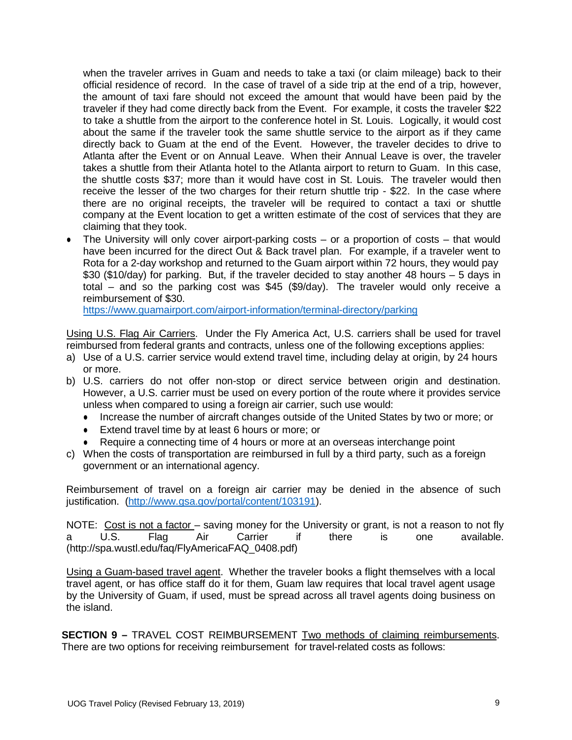when the traveler arrives in Guam and needs to take a taxi (or claim mileage) back to their official residence of record. In the case of travel of a side trip at the end of a trip, however, the amount of taxi fare should not exceed the amount that would have been paid by the traveler if they had come directly back from the Event. For example, it costs the traveler $22 to take a shuttle from the airport to the conference hotel in St. Louis. Logically, it would cost about the same if the traveler took the same shuttle service to the airport as if they came directly back to Guam at the end of the Event. However, the traveler decides to drive to Atlanta after the Event or on Annual Leave. When their Annual Leave is over, the traveler takes a shuttle from their Atlanta hotel to the Atlanta airport to return to Guam. In this case, the shuttle costs $37; more than it would have cost in St. Louis. The traveler would then receive the lesser of the two charges for their return shuttle trip - $22. In the case where there are no original receipts, the traveler will be required to contact a taxi or shuttle company at the Event location to get a written estimate of the cost of services that they are claiming that they took.

- The University will only cover airport-parking costs – or a proportion of costs – that would have been incurred for the direct Out & Back travel plan. For example, if a traveler went to Rota for a 2-day workshop and returned to the Guam airport within 72 hours, they would pay $30 ($10/day) for parking. But, if the traveler decided to stay another 48 hours – 5 days in total – and so the parking cost was $45 ($9/day). The traveler would only receive a reimbursement of $30.
  https://www.guamairport.com/airport-information/terminal-directory/parking

<u>Using U.S. Flag Air Carriers</u>. Under the Fly America Act, U.S. carriers shall be used for travel reimbursed from federal grants and contracts, unless one of the following exceptions applies:

a) Use of a U.S. carrier service would extend travel time, including delay at origin, by 24 hours or more.
b) U.S. carriers do not offer non-stop or direct service between origin and destination. However, a U.S. carrier must be used on every portion of the route where it provides service unless when compared to using a foreign air carrier, such use would:
   - Increase the number of aircraft changes outside of the United States by two or more; or
   - Extend travel time by at least 6 hours or more; or
   - Require a connecting time of 4 hours or more at an overseas interchange point
c) When the costs of transportation are reimbursed in full by a third party, such as a foreign government or an international agency.

Reimbursement of travel on a foreign air carrier may be denied in the absence of such justification. (http://www.gsa.gov/portal/content/103191).

NOTE: <u>Cost is not a factor</u> – saving money for the University or grant, is not a reason to not fly a U.S. Flag Air Carrier if there is one available. (http://spa.wustl.edu/faq/FlyAmericaFAQ_0408.pdf)

<u>Using a Guam-based travel agent</u>. Whether the traveler books a flight themselves with a local travel agent, or has office staff do it for them, Guam law requires that local travel agent usage by the University of Guam, if used, must be spread across all travel agents doing business on the island.

**SECTION 9 –** TRAVEL COST REIMBURSEMENT <u>Two methods of claiming reimbursements</u>. There are two options for receiving reimbursement for travel-related costs as follows: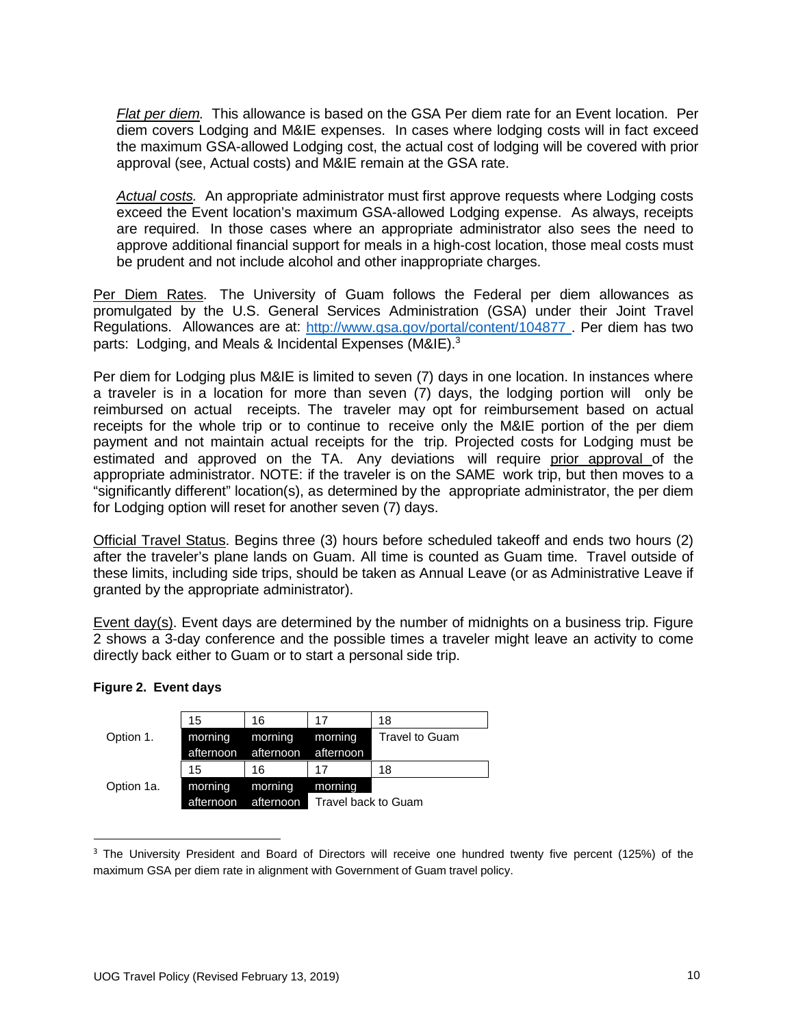*Flat per diem.* This allowance is based on the GSA Per diem rate for an Event location. Per diem covers Lodging and M&IE expenses. In cases where lodging costs will in fact exceed the maximum GSA-allowed Lodging cost, the actual cost of lodging will be covered with prior approval (see, Actual costs) and M&IE remain at the GSA rate.

*Actual costs.* An appropriate administrator must first approve requests where Lodging costs exceed the Event location's maximum GSA-allowed Lodging expense. As always, receipts are required. In those cases where an appropriate administrator also sees the need to approve additional financial support for meals in a high-cost location, those meal costs must be prudent and not include alcohol and other inappropriate charges.

Per Diem Rates. The University of Guam follows the Federal per diem allowances as promulgated by the U.S. General Services Administration (GSA) under their Joint Travel Regulations. Allowances are at: http://www.gsa.gov/portal/content/104877 . Per diem has two parts: Lodging, and Meals & Incidental Expenses (M&IE).[3]

Per diem for Lodging plus M&IE is limited to seven (7) days in one location. In instances where a traveler is in a location for more than seven (7) days, the lodging portion will only be reimbursed on actual receipts. The traveler may opt for reimbursement based on actual receipts for the whole trip or to continue to receive only the M&IE portion of the per diem payment and not maintain actual receipts for the trip. Projected costs for Lodging must be estimated and approved on the TA. Any deviations will require prior approval of the appropriate administrator. NOTE: if the traveler is on the SAME work trip, but then moves to a "significantly different" location(s), as determined by the appropriate administrator, the per diem for Lodging option will reset for another seven (7) days.

Official Travel Status. Begins three (3) hours before scheduled takeoff and ends two hours (2) after the traveler's plane lands on Guam. All time is counted as Guam time. Travel outside of these limits, including side trips, should be taken as Annual Leave (or as Administrative Leave if granted by the appropriate administrator).

Event day(s). Event days are determined by the number of midnights on a business trip. Figure 2 shows a 3-day conference and the possible times a traveler might leave an activity to come directly back either to Guam or to start a personal side trip.

**Figure 2. Event days**

| | 15 | 16 | 17 | 18 |
|---|---|---|---|---|
| Option 1. | morning afternoon | morning afternoon | morning afternoon | Travel to Guam |
| | 15 | 16 | 17 | 18 |
| Option 1a. | morning afternoon | morning afternoon | morning Travel back to Guam | |

[3] The University President and Board of Directors will receive one hundred twenty five percent (125%) of the maximum GSA per diem rate in alignment with Government of Guam travel policy.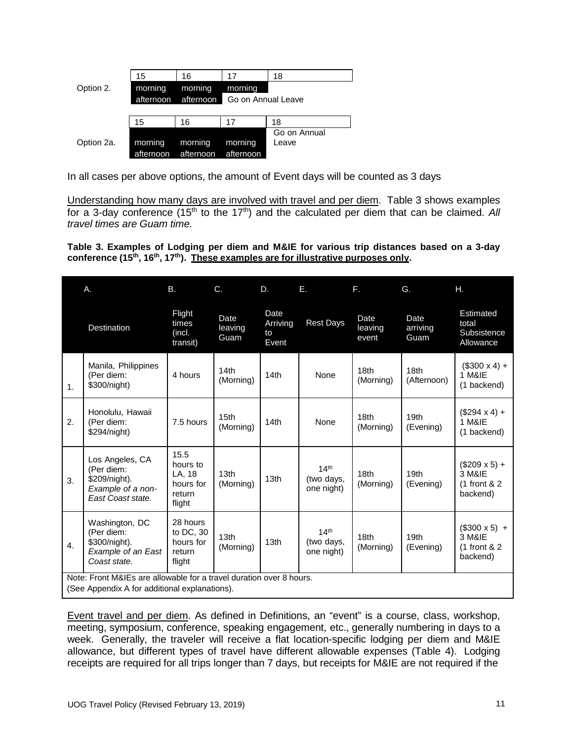| Option 2. | 15 | 16 | 17 | 18 |
|---|---|---|---|---|
| | morning | morning | morning | |
| | afternoon | afternoon | Go on Annual Leave | |

| Option 2a. | 15 | 16 | 17 | 18 |
|---|---|---|---|---|
| | morning | morning | morning | Go on Annual Leave |
| | afternoon | afternoon | afternoon | |

In all cases per above options, the amount of Event days will be counted as 3 days

Understanding how many days are involved with travel and per diem. Table 3 shows examples for a 3-day conference (15th to the 17th) and the calculated per diem that can be claimed. *All travel times are Guam time.*

**Table 3. Examples of Lodging per diem and M&IE for various trip distances based on a 3-day conference (15th, 16th, 17th). These examples are for illustrative purposes only.**

| | A. Destination | B. Flight times (incl. transit) | C. Date leaving Guam | D. Date Arriving to Event | E. Rest Days | F. Date leaving event | G. Date arriving Guam | H. Estimated total Subsistence Allowance |
|---|---|---|---|---|---|---|---|---|
| 1. | Manila, Philippines (Per diem: $300/night) | 4 hours | 14th (Morning) | 14th | None | 18th (Morning) | 18th (Afternoon) | ($300 x 4) + 1 M&IE (1 backend) |
| 2. | Honolulu, Hawaii (Per diem: $294/night) | 7.5 hours | 15th (Morning) | 14th | None | 18th (Morning) | 19th (Evening) | ($294 x 4) + 1 M&IE (1 backend) |
| 3. | Los Angeles, CA (Per diem: $209/night). *Example of a non-East Coast state.* | 15.5 hours to LA, 18 hours for return flight | 13th (Morning) | 13th | 14th (two days, one night) | 18th (Morning) | 19th (Evening) | ($209 x 5) + 3 M&IE (1 front & 2 backend) |
| 4. | Washington, DC (Per diem: $300/night). *Example of an East Coast state.* | 28 hours to DC, 30 hours for return flight | 13th (Morning) | 13th | 14th (two days, one night) | 18th (Morning) | 19th (Evening) | ($300 x 5) + 3 M&IE (1 front & 2 backend) |

Note: Front M&IEs are allowable for a travel duration over 8 hours.
(See Appendix A for additional explanations).

Event travel and per diem. As defined in Definitions, an "event" is a course, class, workshop, meeting, symposium, conference, speaking engagement, etc., generally numbering in days to a week. Generally, the traveler will receive a flat location-specific lodging per diem and M&IE allowance, but different types of travel have different allowable expenses (Table 4). Lodging receipts are required for all trips longer than 7 days, but receipts for M&IE are not required if the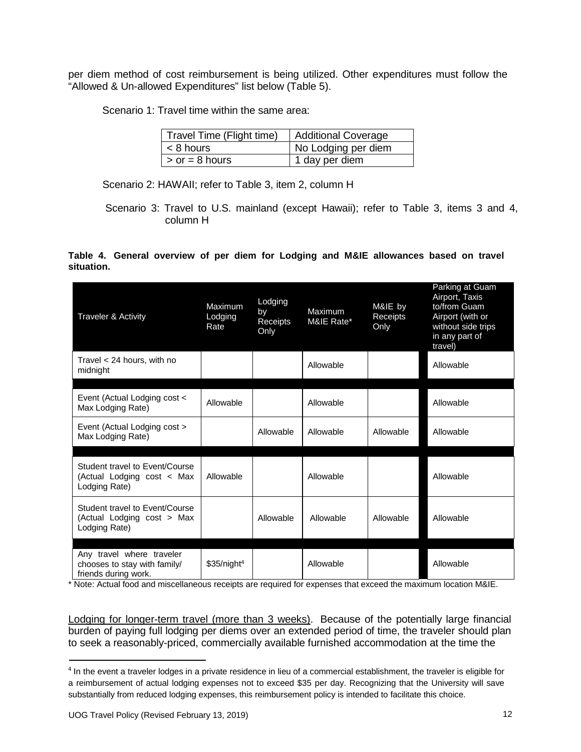per diem method of cost reimbursement is being utilized. Other expenditures must follow the "Allowed & Un-allowed Expenditures" list below (Table 5).

Scenario 1: Travel time within the same area:

| Travel Time (Flight time) | Additional Coverage |
|---|---|
| < 8 hours | No Lodging per diem |
| > or = 8 hours | 1 day per diem |

Scenario 2: HAWAII; refer to Table 3, item 2, column H

Scenario 3: Travel to U.S. mainland (except Hawaii); refer to Table 3, items 3 and 4, column H

**Table 4. General overview of per diem for Lodging and M&IE allowances based on travel situation.**

| Traveler & Activity | Maximum Lodging Rate | Lodging by Receipts Only | Maximum M&IE Rate* | M&IE by Receipts Only | Parking at Guam Airport, Taxis to/from Guam Airport (with or without side trips in any part of travel) |
|---|---|---|---|---|---|
| Travel < 24 hours, with no midnight | | | Allowable | | Allowable |
| Event (Actual Lodging cost < Max Lodging Rate) | Allowable | | Allowable | | Allowable |
| Event (Actual Lodging cost > Max Lodging Rate) | | Allowable | Allowable | Allowable | Allowable |
| Student travel to Event/Course (Actual Lodging cost < Max Lodging Rate) | Allowable | | Allowable | | Allowable |
| Student travel to Event/Course (Actual Lodging cost > Max Lodging Rate) | | Allowable | Allowable | Allowable | Allowable |
| Any travel where traveler chooses to stay with family/ friends during work. | $35/night[4] | | Allowable | | Allowable |

* Note: Actual food and miscellaneous receipts are required for expenses that exceed the maximum location M&IE.

Lodging for longer-term travel (more than 3 weeks). Because of the potentially large financial burden of paying full lodging per diems over an extended period of time, the traveler should plan to seek a reasonably-priced, commercially available furnished accommodation at the time the

[4] In the event a traveler lodges in a private residence in lieu of a commercial establishment, the traveler is eligible for a reimbursement of actual lodging expenses not to exceed $35 per day. Recognizing that the University will save substantially from reduced lodging expenses, this reimbursement policy is intended to facilitate this choice.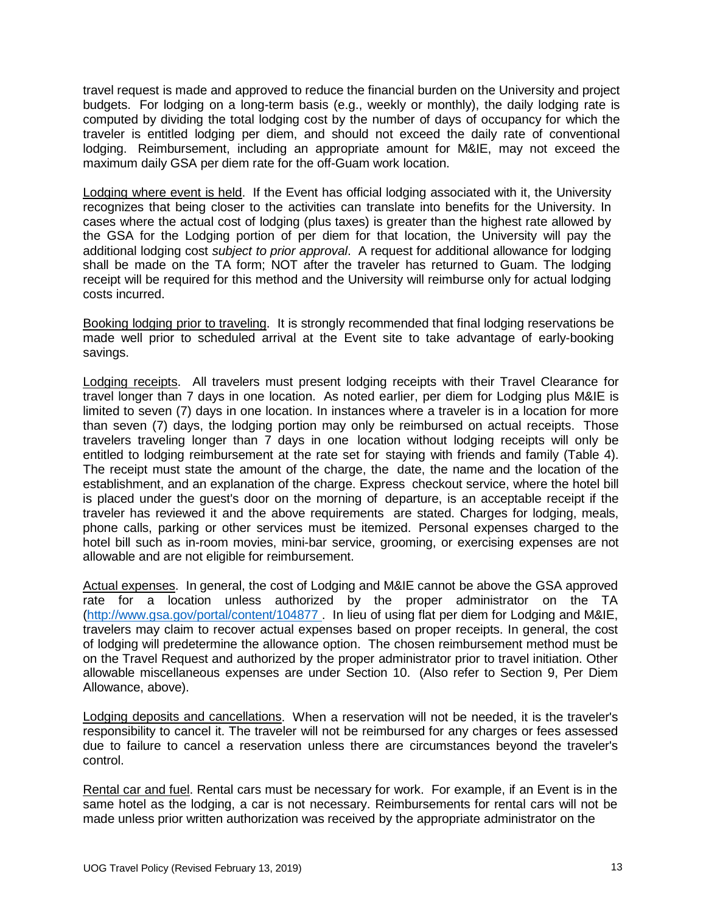travel request is made and approved to reduce the financial burden on the University and project budgets. For lodging on a long-term basis (e.g., weekly or monthly), the daily lodging rate is computed by dividing the total lodging cost by the number of days of occupancy for which the traveler is entitled lodging per diem, and should not exceed the daily rate of conventional lodging. Reimbursement, including an appropriate amount for M&IE, may not exceed the maximum daily GSA per diem rate for the off-Guam work location.

<u>Lodging where event is held</u>. If the Event has official lodging associated with it, the University recognizes that being closer to the activities can translate into benefits for the University. In cases where the actual cost of lodging (plus taxes) is greater than the highest rate allowed by the GSA for the Lodging portion of per diem for that location, the University will pay the additional lodging cost *subject to prior approval*. A request for additional allowance for lodging shall be made on the TA form; NOT after the traveler has returned to Guam. The lodging receipt will be required for this method and the University will reimburse only for actual lodging costs incurred.

<u>Booking lodging prior to traveling</u>. It is strongly recommended that final lodging reservations be made well prior to scheduled arrival at the Event site to take advantage of early-booking savings.

<u>Lodging receipts</u>. All travelers must present lodging receipts with their Travel Clearance for travel longer than 7 days in one location. As noted earlier, per diem for Lodging plus M&IE is limited to seven (7) days in one location. In instances where a traveler is in a location for more than seven (7) days, the lodging portion may only be reimbursed on actual receipts. Those travelers traveling longer than 7 days in one location without lodging receipts will only be entitled to lodging reimbursement at the rate set for staying with friends and family (Table 4). The receipt must state the amount of the charge, the date, the name and the location of the establishment, and an explanation of the charge. Express checkout service, where the hotel bill is placed under the guest's door on the morning of departure, is an acceptable receipt if the traveler has reviewed it and the above requirements are stated. Charges for lodging, meals, phone calls, parking or other services must be itemized. Personal expenses charged to the hotel bill such as in-room movies, mini-bar service, grooming, or exercising expenses are not allowable and are not eligible for reimbursement.

<u>Actual expenses</u>. In general, the cost of Lodging and M&IE cannot be above the GSA approved rate for a location unless authorized by the proper administrator on the TA ([http://www.gsa.gov/portal/content/104877](http://www.gsa.gov/portal/content/104877) . In lieu of using flat per diem for Lodging and M&IE, travelers may claim to recover actual expenses based on proper receipts. In general, the cost of lodging will predetermine the allowance option. The chosen reimbursement method must be on the Travel Request and authorized by the proper administrator prior to travel initiation. Other allowable miscellaneous expenses are under Section 10. (Also refer to Section 9, Per Diem Allowance, above).

<u>Lodging deposits and cancellations</u>. When a reservation will not be needed, it is the traveler's responsibility to cancel it. The traveler will not be reimbursed for any charges or fees assessed due to failure to cancel a reservation unless there are circumstances beyond the traveler's control.

<u>Rental car and fuel</u>. Rental cars must be necessary for work. For example, if an Event is in the same hotel as the lodging, a car is not necessary. Reimbursements for rental cars will not be made unless prior written authorization was received by the appropriate administrator on the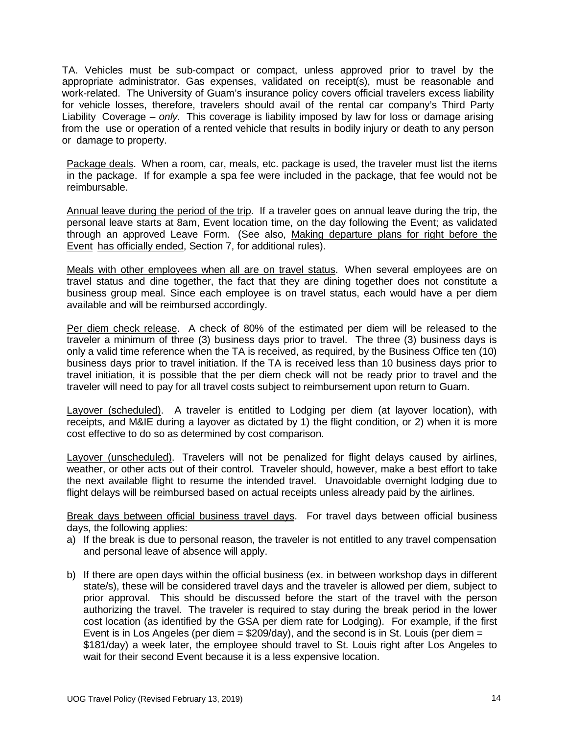TA. Vehicles must be sub-compact or compact, unless approved prior to travel by the appropriate administrator. Gas expenses, validated on receipt(s), must be reasonable and work-related. The University of Guam's insurance policy covers official travelers excess liability for vehicle losses, therefore, travelers should avail of the rental car company's Third Party Liability Coverage – *only.* This coverage is liability imposed by law for loss or damage arising from the use or operation of a rented vehicle that results in bodily injury or death to any person or damage to property.

<u>Package deals</u>. When a room, car, meals, etc. package is used, the traveler must list the items in the package. If for example a spa fee were included in the package, that fee would not be reimbursable.

<u>Annual leave during the period of the trip</u>. If a traveler goes on annual leave during the trip, the personal leave starts at 8am, Event location time, on the day following the Event; as validated through an approved Leave Form. (See also, <u>Making departure plans for right before the Event has officially ended</u>, Section 7, for additional rules).

<u>Meals with other employees when all are on travel status</u>. When several employees are on travel status and dine together, the fact that they are dining together does not constitute a business group meal. Since each employee is on travel status, each would have a per diem available and will be reimbursed accordingly.

<u>Per diem check release</u>. A check of 80% of the estimated per diem will be released to the traveler a minimum of three (3) business days prior to travel. The three (3) business days is only a valid time reference when the TA is received, as required, by the Business Office ten (10) business days prior to travel initiation. If the TA is received less than 10 business days prior to travel initiation, it is possible that the per diem check will not be ready prior to travel and the traveler will need to pay for all travel costs subject to reimbursement upon return to Guam.

<u>Layover (scheduled)</u>. A traveler is entitled to Lodging per diem (at layover location), with receipts, and M&IE during a layover as dictated by 1) the flight condition, or 2) when it is more cost effective to do so as determined by cost comparison.

<u>Layover (unscheduled)</u>. Travelers will not be penalized for flight delays caused by airlines, weather, or other acts out of their control. Traveler should, however, make a best effort to take the next available flight to resume the intended travel. Unavoidable overnight lodging due to flight delays will be reimbursed based on actual receipts unless already paid by the airlines.

<u>Break days between official business travel days</u>. For travel days between official business days, the following applies:

a) If the break is due to personal reason, the traveler is not entitled to any travel compensation and personal leave of absence will apply.

b) If there are open days within the official business (ex. in between workshop days in different state/s), these will be considered travel days and the traveler is allowed per diem, subject to prior approval. This should be discussed before the start of the travel with the person authorizing the travel. The traveler is required to stay during the break period in the lower cost location (as identified by the GSA per diem rate for Lodging). For example, if the first Event is in Los Angeles (per diem = $209/day), and the second is in St. Louis (per diem = $181/day) a week later, the employee should travel to St. Louis right after Los Angeles to wait for their second Event because it is a less expensive location.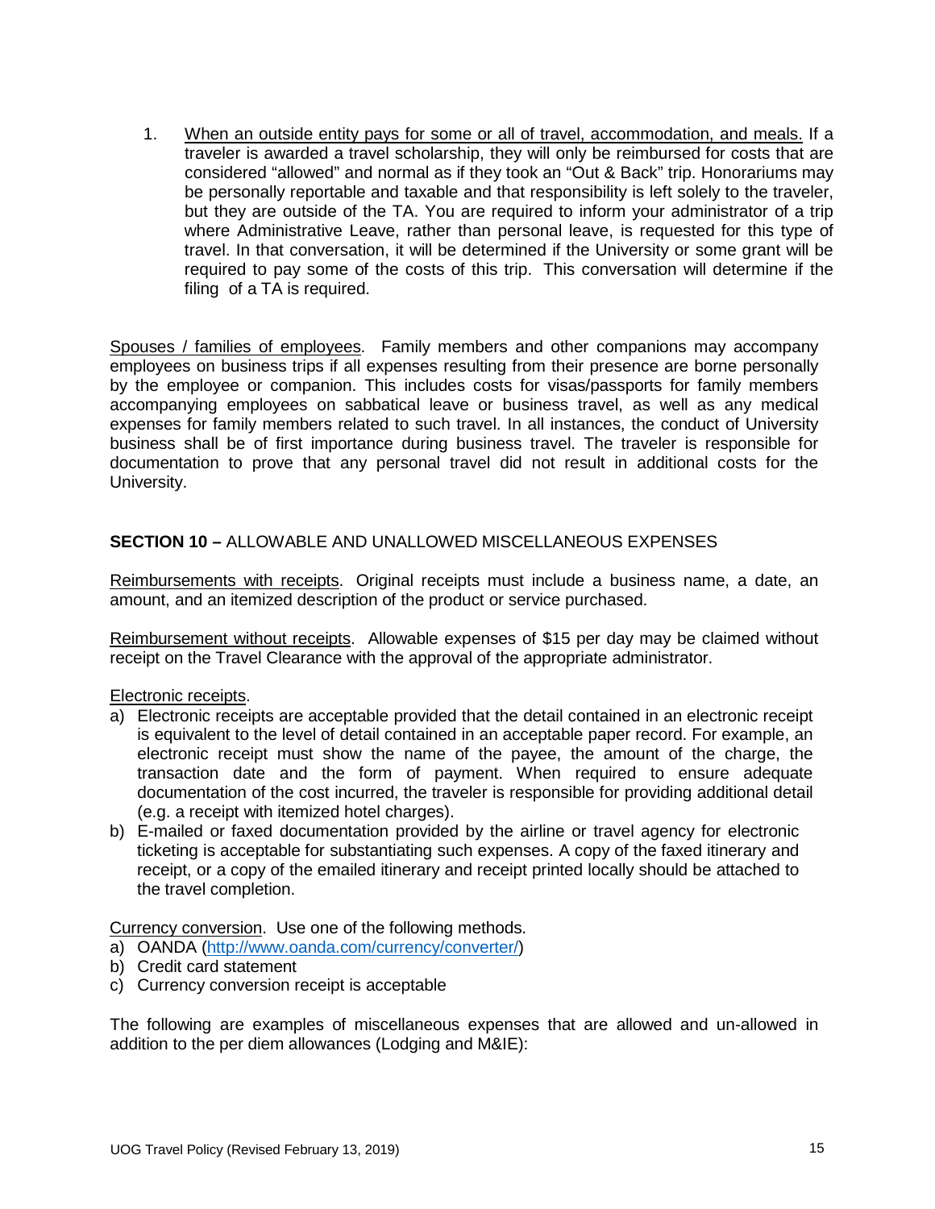1. When an outside entity pays for some or all of travel, accommodation, and meals. If a traveler is awarded a travel scholarship, they will only be reimbursed for costs that are considered "allowed" and normal as if they took an "Out & Back" trip. Honorariums may be personally reportable and taxable and that responsibility is left solely to the traveler, but they are outside of the TA. You are required to inform your administrator of a trip where Administrative Leave, rather than personal leave, is requested for this type of travel. In that conversation, it will be determined if the University or some grant will be required to pay some of the costs of this trip. This conversation will determine if the filing of a TA is required.

Spouses / families of employees. Family members and other companions may accompany employees on business trips if all expenses resulting from their presence are borne personally by the employee or companion. This includes costs for visas/passports for family members accompanying employees on sabbatical leave or business travel, as well as any medical expenses for family members related to such travel. In all instances, the conduct of University business shall be of first importance during business travel. The traveler is responsible for documentation to prove that any personal travel did not result in additional costs for the University.

## SECTION 10 – ALLOWABLE AND UNALLOWED MISCELLANEOUS EXPENSES

Reimbursements with receipts. Original receipts must include a business name, a date, an amount, and an itemized description of the product or service purchased.

Reimbursement without receipts. Allowable expenses of $15 per day may be claimed without receipt on the Travel Clearance with the approval of the appropriate administrator.

Electronic receipts.

a) Electronic receipts are acceptable provided that the detail contained in an electronic receipt is equivalent to the level of detail contained in an acceptable paper record. For example, an electronic receipt must show the name of the payee, the amount of the charge, the transaction date and the form of payment. When required to ensure adequate documentation of the cost incurred, the traveler is responsible for providing additional detail (e.g. a receipt with itemized hotel charges).
b) E-mailed or faxed documentation provided by the airline or travel agency for electronic ticketing is acceptable for substantiating such expenses. A copy of the faxed itinerary and receipt, or a copy of the emailed itinerary and receipt printed locally should be attached to the travel completion.

Currency conversion. Use one of the following methods.

a) OANDA (http://www.oanda.com/currency/converter/)
b) Credit card statement
c) Currency conversion receipt is acceptable

The following are examples of miscellaneous expenses that are allowed and un-allowed in addition to the per diem allowances (Lodging and M&IE):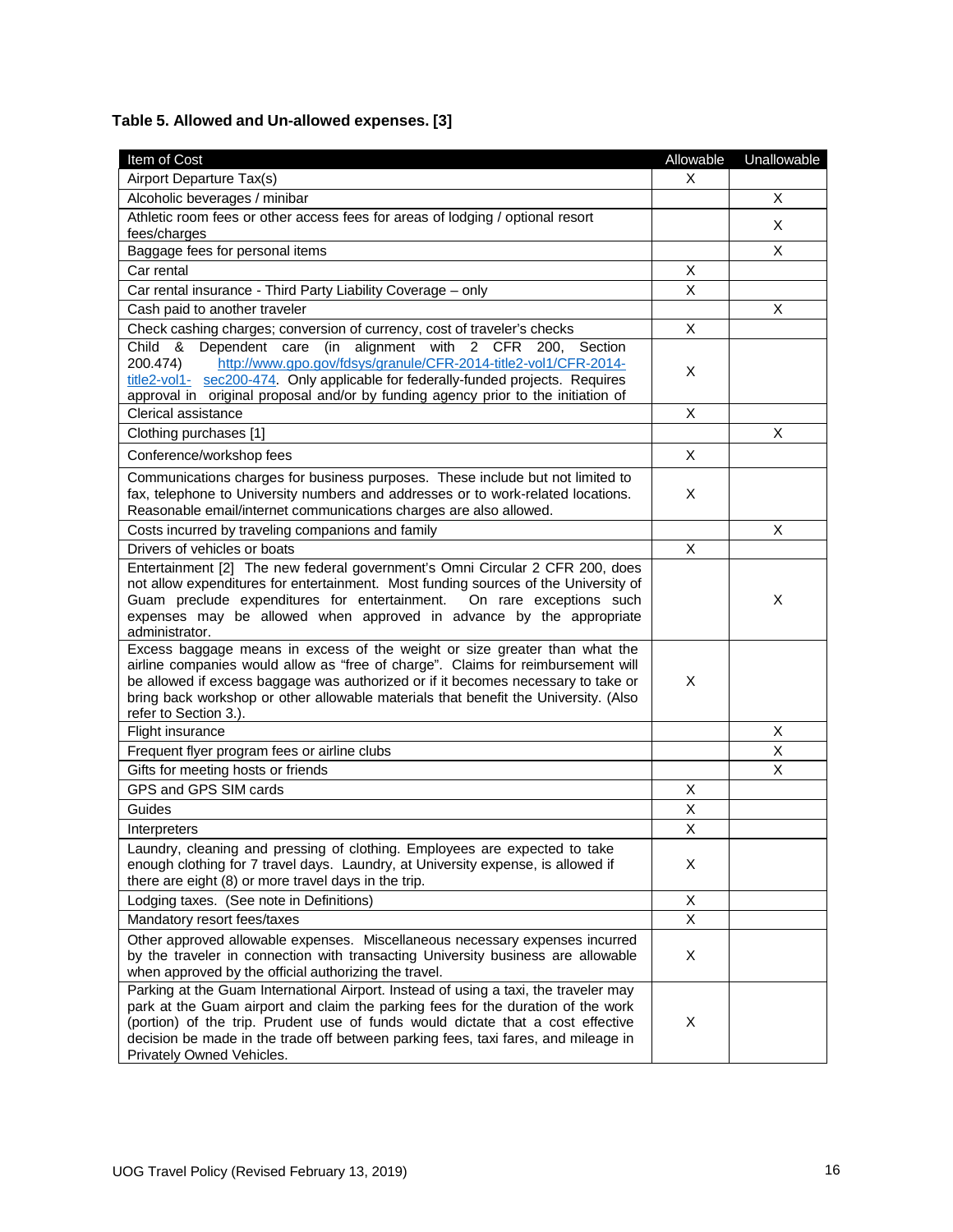**Table 5. Allowed and Un-allowed expenses. [3]**

| Item of Cost | Allowable | Unallowable |
|---|---|---|
| Airport Departure Tax(s) | X | |
| Alcoholic beverages / minibar | | X |
| Athletic room fees or other access fees for areas of lodging / optional resort fees/charges | | X |
| Baggage fees for personal items | | X |
| Car rental | X | |
| Car rental insurance - Third Party Liability Coverage – only | X | |
| Cash paid to another traveler | | X |
| Check cashing charges; conversion of currency, cost of traveler's checks | X | |
| Child & Dependent care (in alignment with 2 CFR 200, Section 200.474) http://www.gpo.gov/fdsys/granule/CFR-2014-title2-vol1/CFR-2014-title2-vol1- sec200-474. Only applicable for federally-funded projects. Requires approval in original proposal and/or by funding agency prior to the initiation of | X | |
| Clerical assistance | X | |
| Clothing purchases [1] | | X |
| Conference/workshop fees | X | |
| Communications charges for business purposes. These include but not limited to fax, telephone to University numbers and addresses or to work-related locations. Reasonable email/internet communications charges are also allowed. | X | |
| Costs incurred by traveling companions and family | | X |
| Drivers of vehicles or boats | X | |
| Entertainment [2] The new federal government's Omni Circular 2 CFR 200, does not allow expenditures for entertainment. Most funding sources of the University of Guam preclude expenditures for entertainment. On rare exceptions such expenses may be allowed when approved in advance by the appropriate administrator. | | X |
| Excess baggage means in excess of the weight or size greater than what the airline companies would allow as "free of charge". Claims for reimbursement will be allowed if excess baggage was authorized or if it becomes necessary to take or bring back workshop or other allowable materials that benefit the University. (Also refer to Section 3.). | X | |
| Flight insurance | | X |
| Frequent flyer program fees or airline clubs | | X |
| Gifts for meeting hosts or friends | | X |
| GPS and GPS SIM cards | X | |
| Guides | X | |
| Interpreters | X | |
| Laundry, cleaning and pressing of clothing. Employees are expected to take enough clothing for 7 travel days. Laundry, at University expense, is allowed if there are eight (8) or more travel days in the trip. | X | |
| Lodging taxes. (See note in Definitions) | X | |
| Mandatory resort fees/taxes | X | |
| Other approved allowable expenses. Miscellaneous necessary expenses incurred by the traveler in connection with transacting University business are allowable when approved by the official authorizing the travel. | X | |
| Parking at the Guam International Airport. Instead of using a taxi, the traveler may park at the Guam airport and claim the parking fees for the duration of the work (portion) of the trip. Prudent use of funds would dictate that a cost effective decision be made in the trade off between parking fees, taxi fares, and mileage in Privately Owned Vehicles. | X | |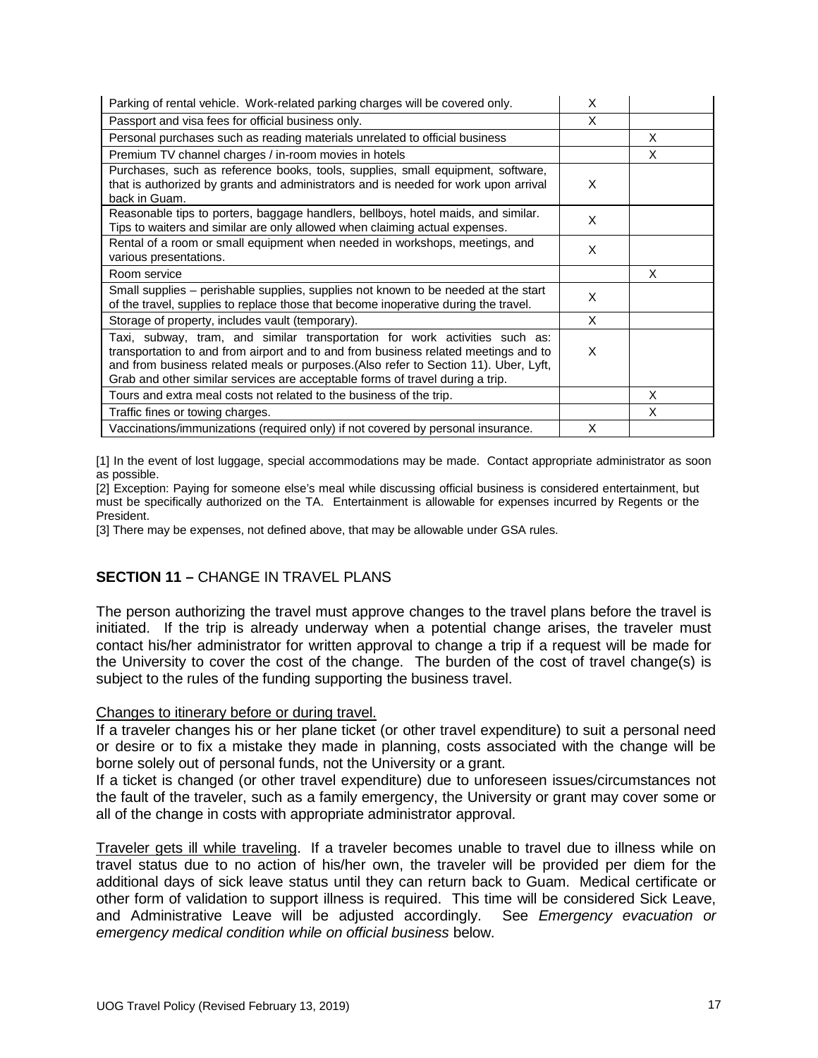| | | |
|---|---|---|
| Parking of rental vehicle. Work-related parking charges will be covered only. | X | |
| Passport and visa fees for official business only. | X | |
| Personal purchases such as reading materials unrelated to official business | | X |
| Premium TV channel charges / in-room movies in hotels | | X |
| Purchases, such as reference books, tools, supplies, small equipment, software, that is authorized by grants and administrators and is needed for work upon arrival back in Guam. | X | |
| Reasonable tips to porters, baggage handlers, bellboys, hotel maids, and similar. Tips to waiters and similar are only allowed when claiming actual expenses. | X | |
| Rental of a room or small equipment when needed in workshops, meetings, and various presentations. | X | |
| Room service | | X |
| Small supplies – perishable supplies, supplies not known to be needed at the start of the travel, supplies to replace those that become inoperative during the travel. | X | |
| Storage of property, includes vault (temporary). | X | |
| Taxi, subway, tram, and similar transportation for work activities such as: transportation to and from airport and to and from business related meetings and to and from business related meals or purposes.(Also refer to Section 11). Uber, Lyft, Grab and other similar services are acceptable forms of travel during a trip. | X | |
| Tours and extra meal costs not related to the business of the trip. | | X |
| Traffic fines or towing charges. | | X |
| Vaccinations/immunizations (required only) if not covered by personal insurance. | X | |

[1] In the event of lost luggage, special accommodations may be made. Contact appropriate administrator as soon as possible.

[2] Exception: Paying for someone else's meal while discussing official business is considered entertainment, but must be specifically authorized on the TA. Entertainment is allowable for expenses incurred by Regents or the President.

[3] There may be expenses, not defined above, that may be allowable under GSA rules.

## SECTION 11 – CHANGE IN TRAVEL PLANS

The person authorizing the travel must approve changes to the travel plans before the travel is initiated. If the trip is already underway when a potential change arises, the traveler must contact his/her administrator for written approval to change a trip if a request will be made for the University to cover the cost of the change. The burden of the cost of travel change(s) is subject to the rules of the funding supporting the business travel.

Changes to itinerary before or during travel.

If a traveler changes his or her plane ticket (or other travel expenditure) to suit a personal need or desire or to fix a mistake they made in planning, costs associated with the change will be borne solely out of personal funds, not the University or a grant.

If a ticket is changed (or other travel expenditure) due to unforeseen issues/circumstances not the fault of the traveler, such as a family emergency, the University or grant may cover some or all of the change in costs with appropriate administrator approval.

Traveler gets ill while traveling. If a traveler becomes unable to travel due to illness while on travel status due to no action of his/her own, the traveler will be provided per diem for the additional days of sick leave status until they can return back to Guam. Medical certificate or other form of validation to support illness is required. This time will be considered Sick Leave, and Administrative Leave will be adjusted accordingly. See *Emergency evacuation or emergency medical condition while on official business* below.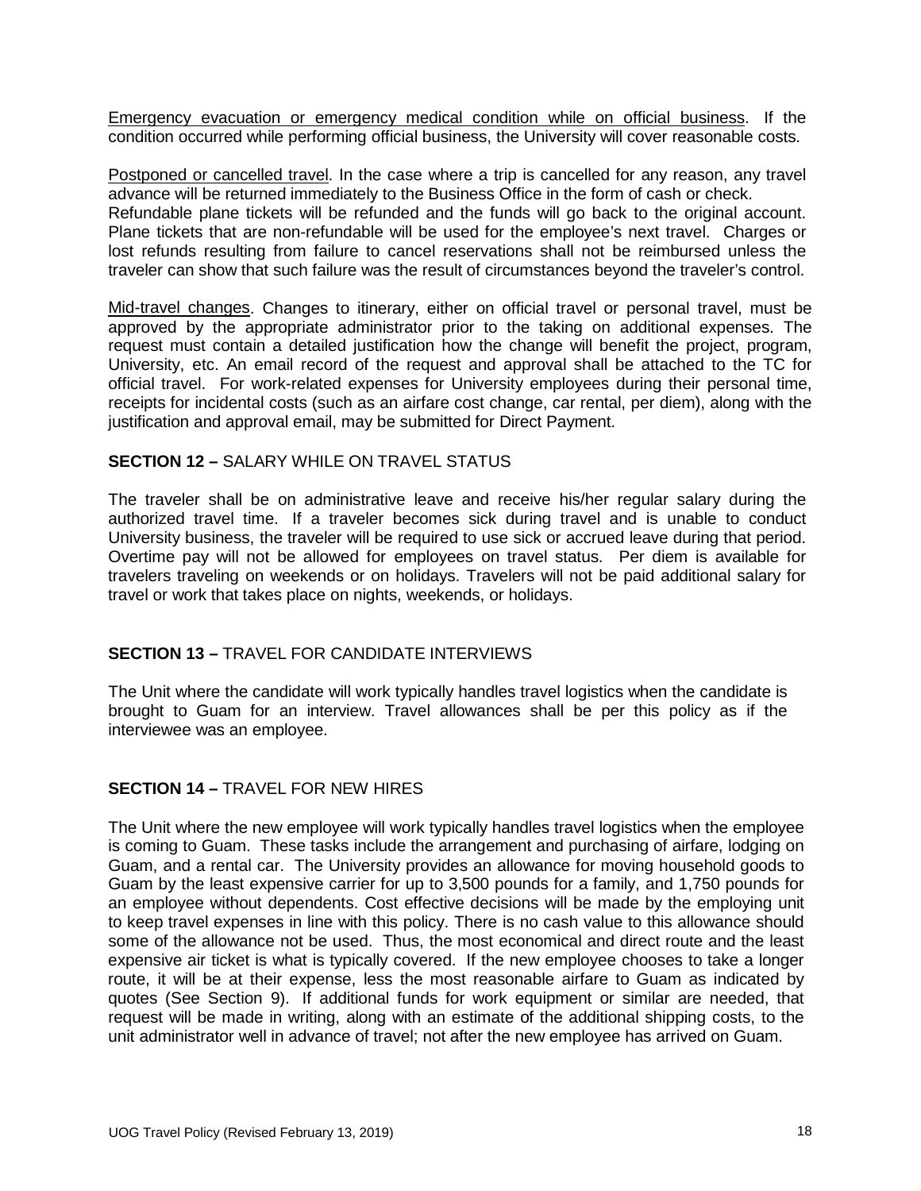<u>Emergency evacuation or emergency medical condition while on official business</u>. If the condition occurred while performing official business, the University will cover reasonable costs.

<u>Postponed or cancelled travel</u>. In the case where a trip is cancelled for any reason, any travel advance will be returned immediately to the Business Office in the form of cash or check. Refundable plane tickets will be refunded and the funds will go back to the original account. Plane tickets that are non-refundable will be used for the employee's next travel. Charges or lost refunds resulting from failure to cancel reservations shall not be reimbursed unless the traveler can show that such failure was the result of circumstances beyond the traveler's control.

<u>Mid-travel changes</u>. Changes to itinerary, either on official travel or personal travel, must be approved by the appropriate administrator prior to the taking on additional expenses. The request must contain a detailed justification how the change will benefit the project, program, University, etc. An email record of the request and approval shall be attached to the TC for official travel. For work-related expenses for University employees during their personal time, receipts for incidental costs (such as an airfare cost change, car rental, per diem), along with the justification and approval email, may be submitted for Direct Payment.

## **SECTION 12 –** SALARY WHILE ON TRAVEL STATUS

The traveler shall be on administrative leave and receive his/her regular salary during the authorized travel time. If a traveler becomes sick during travel and is unable to conduct University business, the traveler will be required to use sick or accrued leave during that period. Overtime pay will not be allowed for employees on travel status. Per diem is available for travelers traveling on weekends or on holidays. Travelers will not be paid additional salary for travel or work that takes place on nights, weekends, or holidays.

## **SECTION 13 –** TRAVEL FOR CANDIDATE INTERVIEWS

The Unit where the candidate will work typically handles travel logistics when the candidate is brought to Guam for an interview. Travel allowances shall be per this policy as if the interviewee was an employee.

## **SECTION 14 –** TRAVEL FOR NEW HIRES

The Unit where the new employee will work typically handles travel logistics when the employee is coming to Guam. These tasks include the arrangement and purchasing of airfare, lodging on Guam, and a rental car. The University provides an allowance for moving household goods to Guam by the least expensive carrier for up to 3,500 pounds for a family, and 1,750 pounds for an employee without dependents. Cost effective decisions will be made by the employing unit to keep travel expenses in line with this policy. There is no cash value to this allowance should some of the allowance not be used. Thus, the most economical and direct route and the least expensive air ticket is what is typically covered. If the new employee chooses to take a longer route, it will be at their expense, less the most reasonable airfare to Guam as indicated by quotes (See Section 9). If additional funds for work equipment or similar are needed, that request will be made in writing, along with an estimate of the additional shipping costs, to the unit administrator well in advance of travel; not after the new employee has arrived on Guam.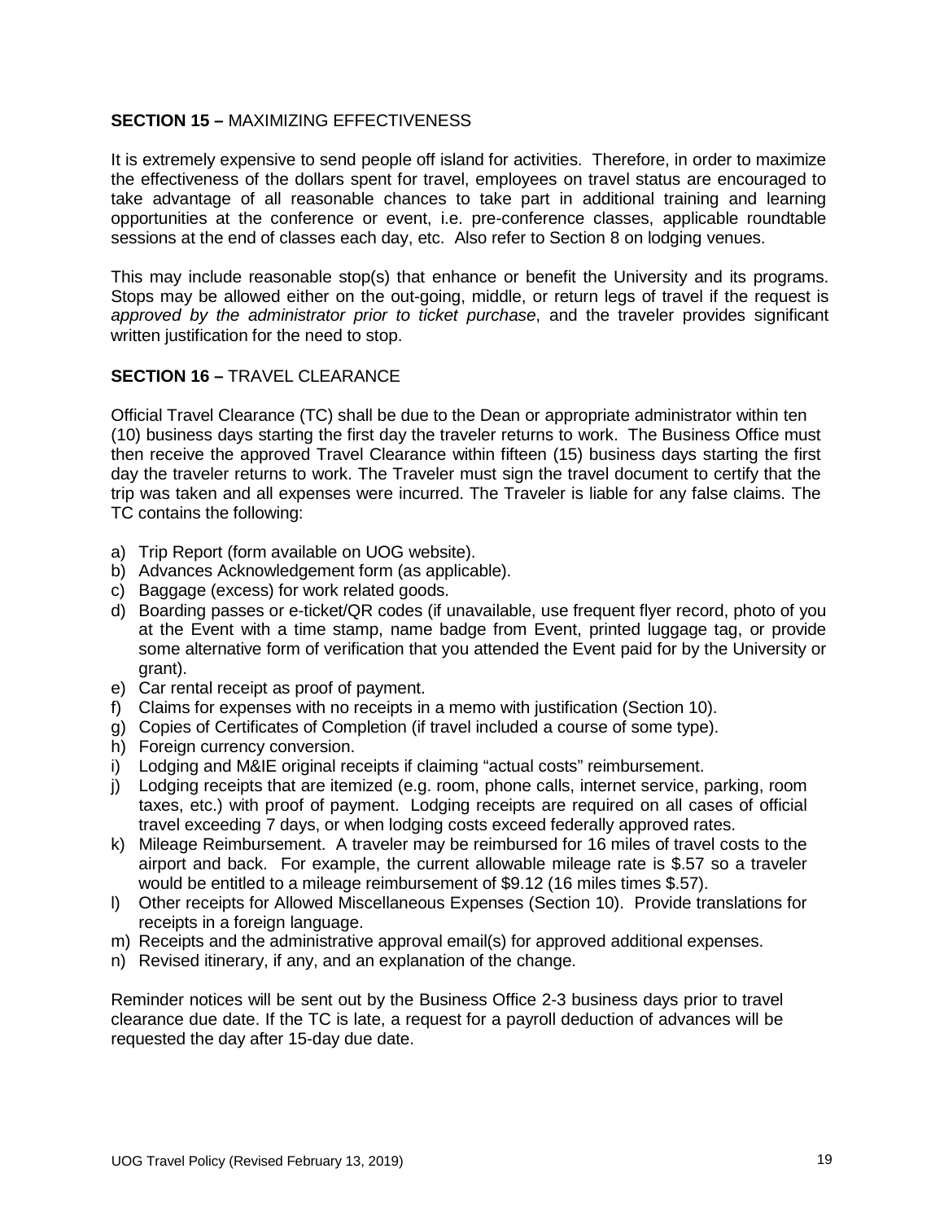## **SECTION 15 –** MAXIMIZING EFFECTIVENESS

It is extremely expensive to send people off island for activities. Therefore, in order to maximize the effectiveness of the dollars spent for travel, employees on travel status are encouraged to take advantage of all reasonable chances to take part in additional training and learning opportunities at the conference or event, i.e. pre-conference classes, applicable roundtable sessions at the end of classes each day, etc. Also refer to Section 8 on lodging venues.

This may include reasonable stop(s) that enhance or benefit the University and its programs. Stops may be allowed either on the out-going, middle, or return legs of travel if the request is *approved by the administrator prior to ticket purchase*, and the traveler provides significant written justification for the need to stop.

## **SECTION 16 –** TRAVEL CLEARANCE

Official Travel Clearance (TC) shall be due to the Dean or appropriate administrator within ten (10) business days starting the first day the traveler returns to work. The Business Office must then receive the approved Travel Clearance within fifteen (15) business days starting the first day the traveler returns to work. The Traveler must sign the travel document to certify that the trip was taken and all expenses were incurred. The Traveler is liable for any false claims. The TC contains the following:

a) Trip Report (form available on UOG website).
b) Advances Acknowledgement form (as applicable).
c) Baggage (excess) for work related goods.
d) Boarding passes or e-ticket/QR codes (if unavailable, use frequent flyer record, photo of you at the Event with a time stamp, name badge from Event, printed luggage tag, or provide some alternative form of verification that you attended the Event paid for by the University or grant).
e) Car rental receipt as proof of payment.
f) Claims for expenses with no receipts in a memo with justification (Section 10).
g) Copies of Certificates of Completion (if travel included a course of some type).
h) Foreign currency conversion.
i) Lodging and M&IE original receipts if claiming "actual costs" reimbursement.
j) Lodging receipts that are itemized (e.g. room, phone calls, internet service, parking, room taxes, etc.) with proof of payment. Lodging receipts are required on all cases of official travel exceeding 7 days, or when lodging costs exceed federally approved rates.
k) Mileage Reimbursement. A traveler may be reimbursed for 16 miles of travel costs to the airport and back. For example, the current allowable mileage rate is $.57 so a traveler would be entitled to a mileage reimbursement of $9.12 (16 miles times $.57).
l) Other receipts for Allowed Miscellaneous Expenses (Section 10). Provide translations for receipts in a foreign language.
m) Receipts and the administrative approval email(s) for approved additional expenses.
n) Revised itinerary, if any, and an explanation of the change.

Reminder notices will be sent out by the Business Office 2-3 business days prior to travel clearance due date. If the TC is late, a request for a payroll deduction of advances will be requested the day after 15-day due date.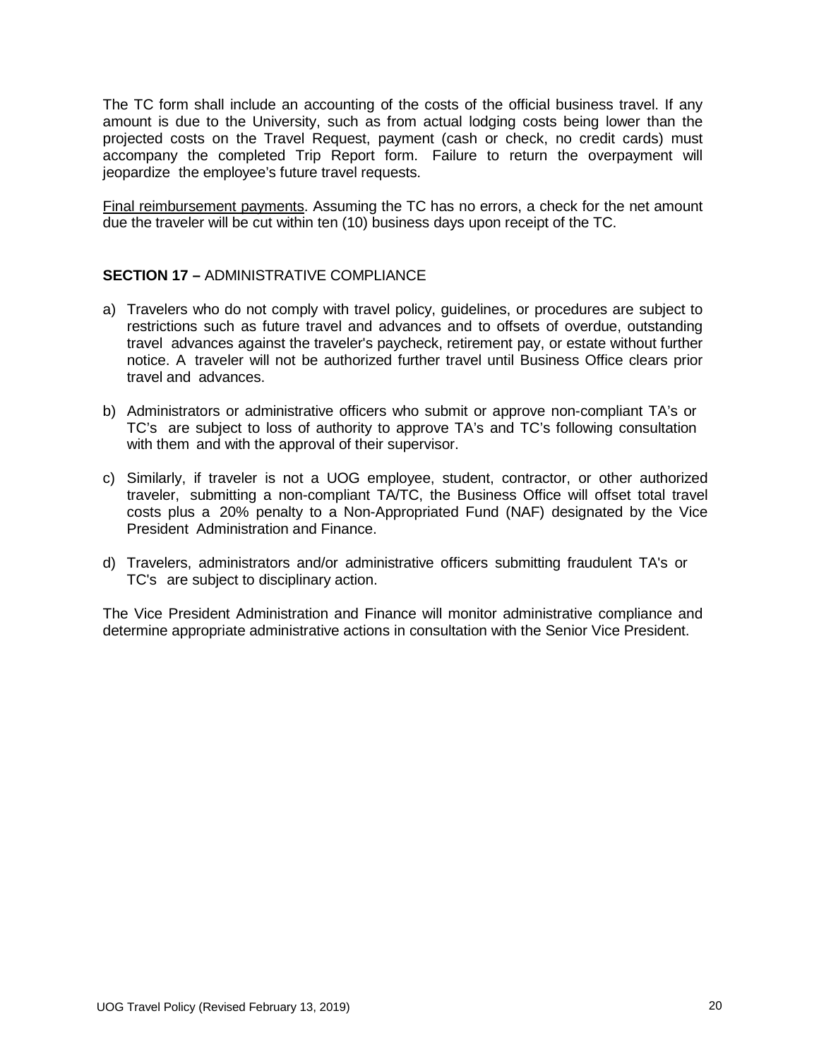The TC form shall include an accounting of the costs of the official business travel. If any amount is due to the University, such as from actual lodging costs being lower than the projected costs on the Travel Request, payment (cash or check, no credit cards) must accompany the completed Trip Report form. Failure to return the overpayment will jeopardize the employee's future travel requests.

<u>Final reimbursement payments</u>. Assuming the TC has no errors, a check for the net amount due the traveler will be cut within ten (10) business days upon receipt of the TC.

**SECTION 17 –** ADMINISTRATIVE COMPLIANCE

a) Travelers who do not comply with travel policy, guidelines, or procedures are subject to restrictions such as future travel and advances and to offsets of overdue, outstanding travel advances against the traveler's paycheck, retirement pay, or estate without further notice. A traveler will not be authorized further travel until Business Office clears prior travel and advances.

b) Administrators or administrative officers who submit or approve non-compliant TA's or TC's are subject to loss of authority to approve TA's and TC's following consultation with them and with the approval of their supervisor.

c) Similarly, if traveler is not a UOG employee, student, contractor, or other authorized traveler, submitting a non-compliant TA/TC, the Business Office will offset total travel costs plus a 20% penalty to a Non-Appropriated Fund (NAF) designated by the Vice President Administration and Finance.

d) Travelers, administrators and/or administrative officers submitting fraudulent TA's or TC's are subject to disciplinary action.

The Vice President Administration and Finance will monitor administrative compliance and determine appropriate administrative actions in consultation with the Senior Vice President.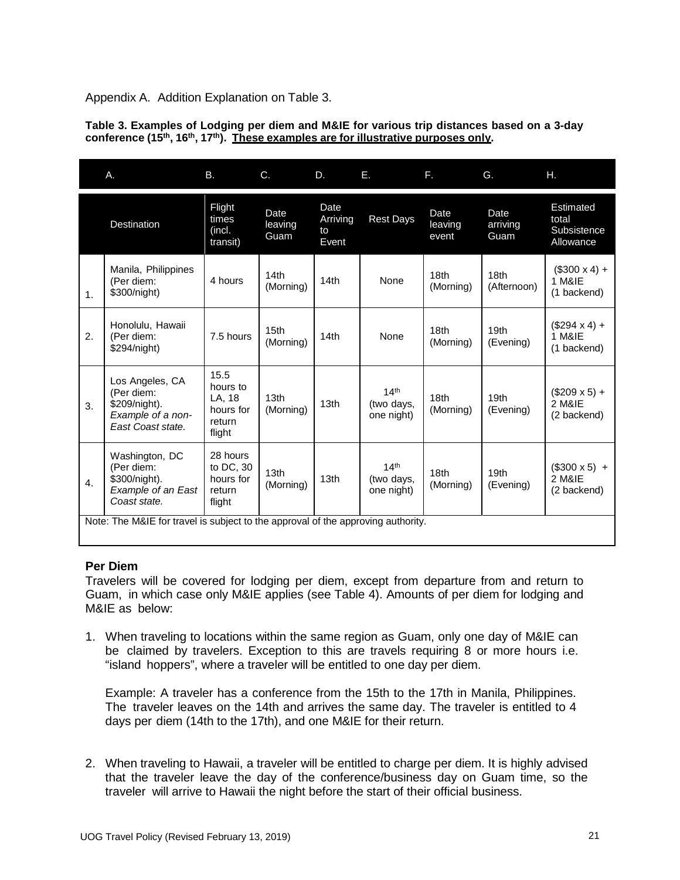Appendix A. Addition Explanation on Table 3.

**Table 3. Examples of Lodging per diem and M&IE for various trip distances based on a 3-day conference (15th, 16th, 17th). __These examples are for illustrative purposes only__.**

| | A. | B. | C. | D. | E. | F. | G. | H. |
|---|---|---|---|---|---|---|---|---|
| | Destination | Flight times (incl. transit) | Date leaving Guam | Date Arriving to Event | Rest Days | Date leaving event | Date arriving Guam | Estimated total Subsistence Allowance |
| 1. | Manila, Philippines (Per diem: $300/night) | 4 hours | 14th (Morning) | 14th | None | 18th (Morning) | 18th (Afternoon) | ($300 x 4) + 1 M&IE (1 backend) |
| 2. | Honolulu, Hawaii (Per diem: $294/night) | 7.5 hours | 15th (Morning) | 14th | None | 18th (Morning) | 19th (Evening) | ($294 x 4) + 1 M&IE (1 backend) |
| 3. | Los Angeles, CA (Per diem: $209/night). *Example of a non-East Coast state.* | 15.5 hours to LA, 18 hours for return flight | 13th (Morning) | 13th | 14th (two days, one night) | 18th (Morning) | 19th (Evening) | ($209 x 5) + 2 M&IE (2 backend) |
| 4. | Washington, DC (Per diem: $300/night). *Example of an East Coast state.* | 28 hours to DC, 30 hours for return flight | 13th (Morning) | 13th | 14th (two days, one night) | 18th (Morning) | 19th (Evening) | ($300 x 5) + 2 M&IE (2 backend) |

Note: The M&IE for travel is subject to the approval of the approving authority.

**Per Diem**

Travelers will be covered for lodging per diem, except from departure from and return to Guam, in which case only M&IE applies (see Table 4). Amounts of per diem for lodging and M&IE as below:

1. When traveling to locations within the same region as Guam, only one day of M&IE can be claimed by travelers. Exception to this are travels requiring 8 or more hours i.e. "island hoppers", where a traveler will be entitled to one day per diem.

   Example: A traveler has a conference from the 15th to the 17th in Manila, Philippines. The traveler leaves on the 14th and arrives the same day. The traveler is entitled to 4 days per diem (14th to the 17th), and one M&IE for their return.

2. When traveling to Hawaii, a traveler will be entitled to charge per diem. It is highly advised that the traveler leave the day of the conference/business day on Guam time, so the traveler will arrive to Hawaii the night before the start of their official business.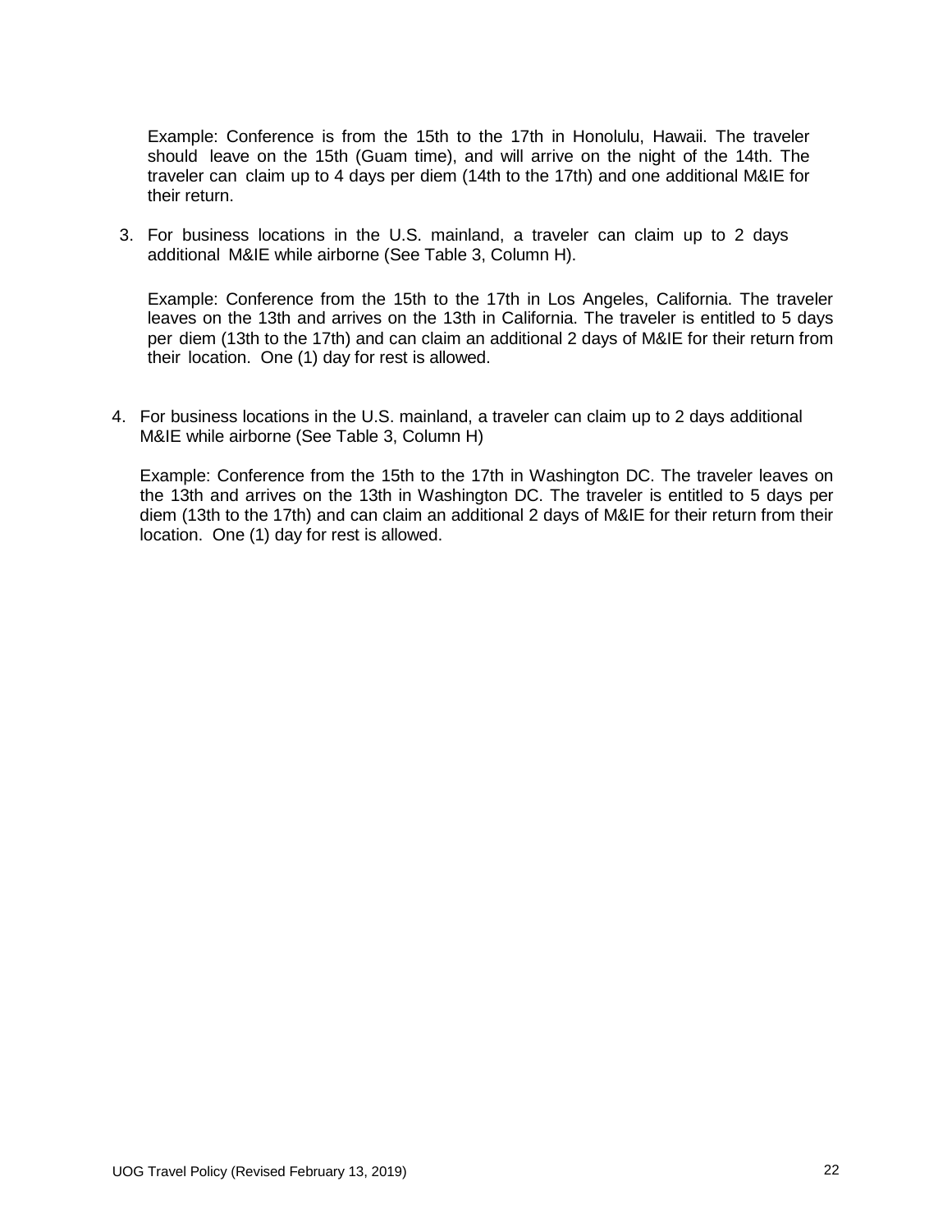Example: Conference is from the 15th to the 17th in Honolulu, Hawaii. The traveler should leave on the 15th (Guam time), and will arrive on the night of the 14th. The traveler can claim up to 4 days per diem (14th to the 17th) and one additional M&IE for their return.

3. For business locations in the U.S. mainland, a traveler can claim up to 2 days additional M&IE while airborne (See Table 3, Column H).

   Example: Conference from the 15th to the 17th in Los Angeles, California. The traveler leaves on the 13th and arrives on the 13th in California. The traveler is entitled to 5 days per diem (13th to the 17th) and can claim an additional 2 days of M&IE for their return from their location. One (1) day for rest is allowed.

4. For business locations in the U.S. mainland, a traveler can claim up to 2 days additional M&IE while airborne (See Table 3, Column H)

   Example: Conference from the 15th to the 17th in Washington DC. The traveler leaves on the 13th and arrives on the 13th in Washington DC. The traveler is entitled to 5 days per diem (13th to the 17th) and can claim an additional 2 days of M&IE for their return from their location. One (1) day for rest is allowed.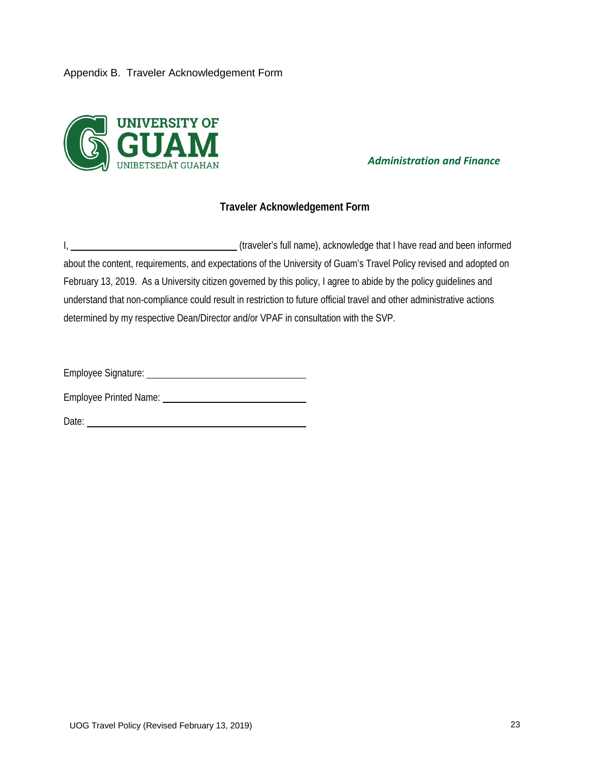Appendix B. Traveler Acknowledgement Form

UNIVERSITY OF GUAM
UNIBETSEDÅT GUAHAN

***Administration and Finance***

## Traveler Acknowledgement Form

I, ________________________________ (traveler's full name), acknowledge that I have read and been informed about the content, requirements, and expectations of the University of Guam's Travel Policy revised and adopted on February 13, 2019. As a University citizen governed by this policy, I agree to abide by the policy guidelines and understand that non-compliance could result in restriction to future official travel and other administrative actions determined by my respective Dean/Director and/or VPAF in consultation with the SVP.

Employee Signature: ______________________________

Employee Printed Name: ___________________________

Date: _________________________________________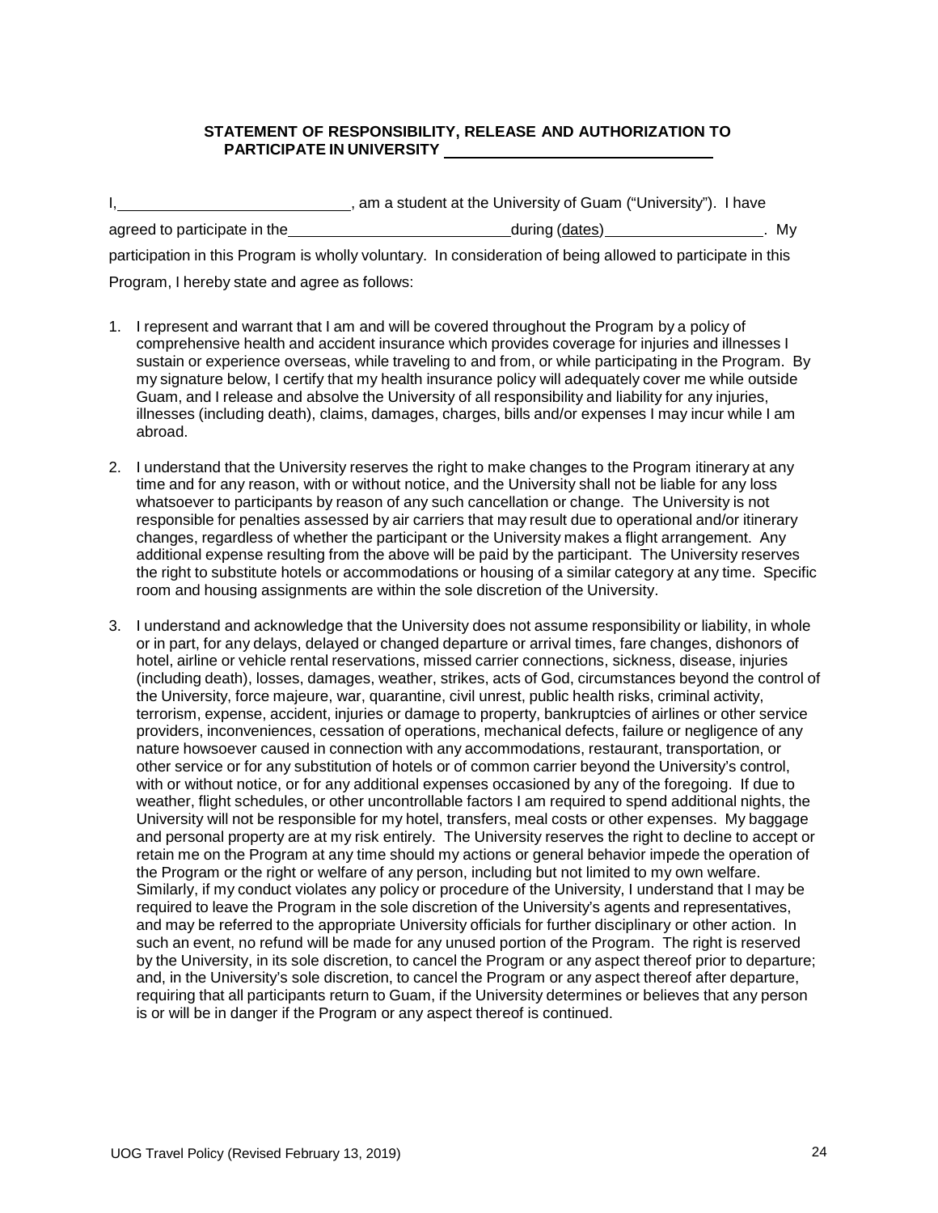### STATEMENT OF RESPONSIBILITY, RELEASE AND AUTHORIZATION TO PARTICIPATE IN UNIVERSITY ______________________________

I, ____________________________, am a student at the University of Guam ("University"). I have agreed to participate in the ___________________________ during (dates) ___________________. My participation in this Program is wholly voluntary. In consideration of being allowed to participate in this Program, I hereby state and agree as follows:

1. I represent and warrant that I am and will be covered throughout the Program by a policy of comprehensive health and accident insurance which provides coverage for injuries and illnesses I sustain or experience overseas, while traveling to and from, or while participating in the Program. By my signature below, I certify that my health insurance policy will adequately cover me while outside Guam, and I release and absolve the University of all responsibility and liability for any injuries, illnesses (including death), claims, damages, charges, bills and/or expenses I may incur while I am abroad.

2. I understand that the University reserves the right to make changes to the Program itinerary at any time and for any reason, with or without notice, and the University shall not be liable for any loss whatsoever to participants by reason of any such cancellation or change. The University is not responsible for penalties assessed by air carriers that may result due to operational and/or itinerary changes, regardless of whether the participant or the University makes a flight arrangement. Any additional expense resulting from the above will be paid by the participant. The University reserves the right to substitute hotels or accommodations or housing of a similar category at any time. Specific room and housing assignments are within the sole discretion of the University.

3. I understand and acknowledge that the University does not assume responsibility or liability, in whole or in part, for any delays, delayed or changed departure or arrival times, fare changes, dishonors of hotel, airline or vehicle rental reservations, missed carrier connections, sickness, disease, injuries (including death), losses, damages, weather, strikes, acts of God, circumstances beyond the control of the University, force majeure, war, quarantine, civil unrest, public health risks, criminal activity, terrorism, expense, accident, injuries or damage to property, bankruptcies of airlines or other service providers, inconveniences, cessation of operations, mechanical defects, failure or negligence of any nature howsoever caused in connection with any accommodations, restaurant, transportation, or other service or for any substitution of hotels or of common carrier beyond the University's control, with or without notice, or for any additional expenses occasioned by any of the foregoing. If due to weather, flight schedules, or other uncontrollable factors I am required to spend additional nights, the University will not be responsible for my hotel, transfers, meal costs or other expenses. My baggage and personal property are at my risk entirely. The University reserves the right to decline to accept or retain me on the Program at any time should my actions or general behavior impede the operation of the Program or the right or welfare of any person, including but not limited to my own welfare. Similarly, if my conduct violates any policy or procedure of the University, I understand that I may be required to leave the Program in the sole discretion of the University's agents and representatives, and may be referred to the appropriate University officials for further disciplinary or other action. In such an event, no refund will be made for any unused portion of the Program. The right is reserved by the University, in its sole discretion, to cancel the Program or any aspect thereof prior to departure; and, in the University's sole discretion, to cancel the Program or any aspect thereof after departure, requiring that all participants return to Guam, if the University determines or believes that any person is or will be in danger if the Program or any aspect thereof is continued.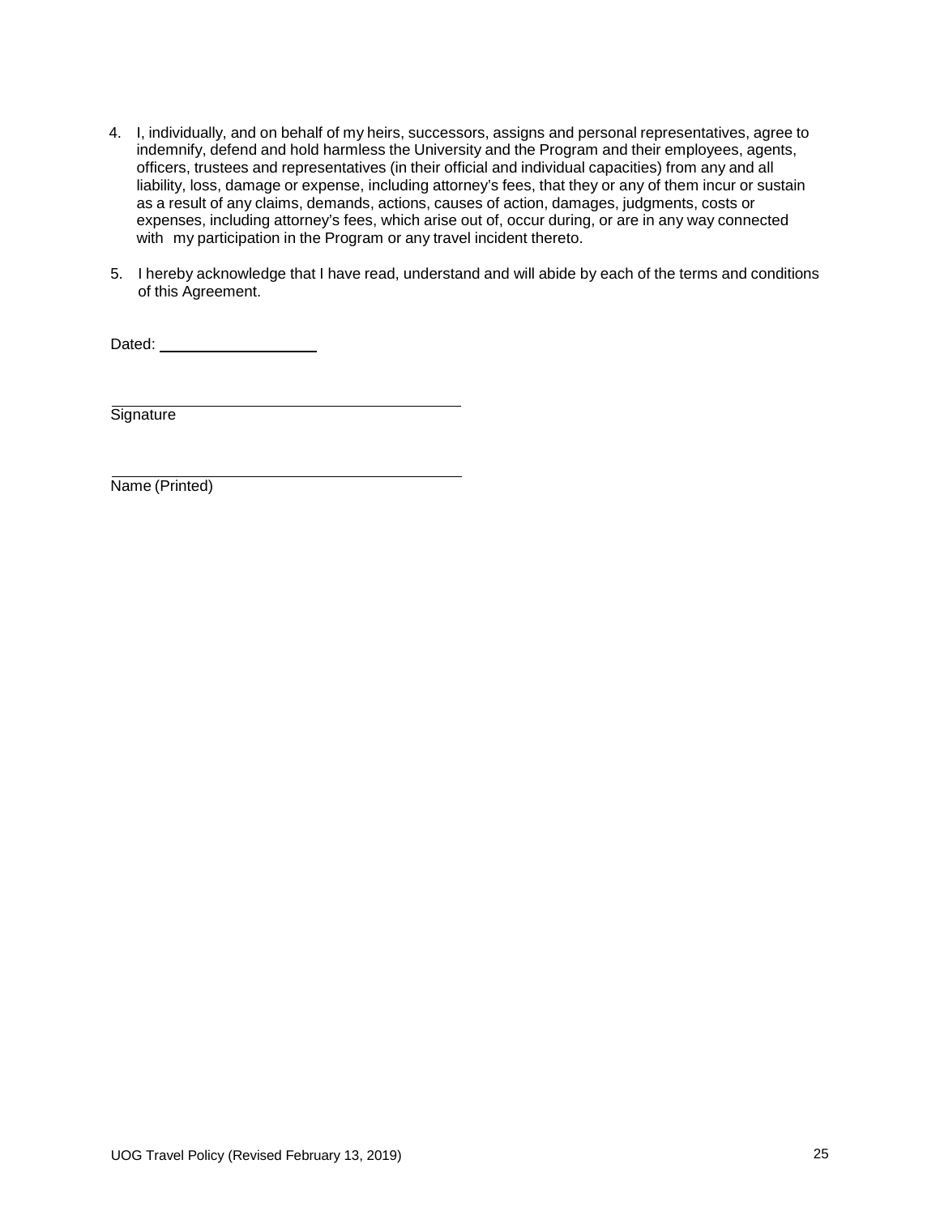4. I, individually, and on behalf of my heirs, successors, assigns and personal representatives, agree to indemnify, defend and hold harmless the University and the Program and their employees, agents, officers, trustees and representatives (in their official and individual capacities) from any and all liability, loss, damage or expense, including attorney's fees, that they or any of them incur or sustain as a result of any claims, demands, actions, causes of action, damages, judgments, costs or expenses, including attorney's fees, which arise out of, occur during, or are in any way connected with my participation in the Program or any travel incident thereto.

5. I hereby acknowledge that I have read, understand and will abide by each of the terms and conditions of this Agreement.

Dated: ____________________

_____________________________________________
Signature

_____________________________________________
Name (Printed)